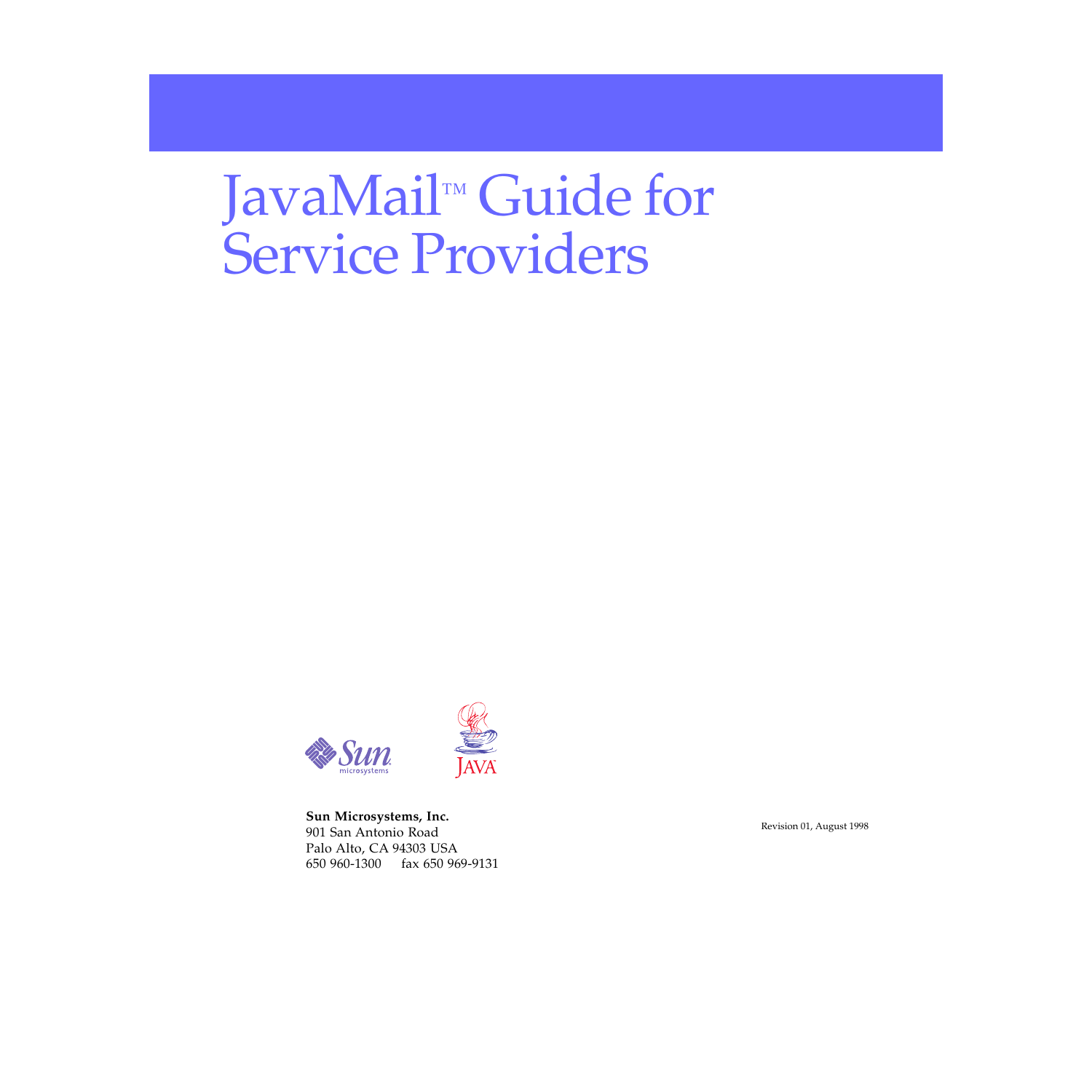# JavaMail™ Guide for Service Providers

**Sun Microsystems, Inc.**
901 San Antonio Road
Palo Alto, CA 94303 USA
650 960-1300 fax 650 969-9131

Revision 01, August 1998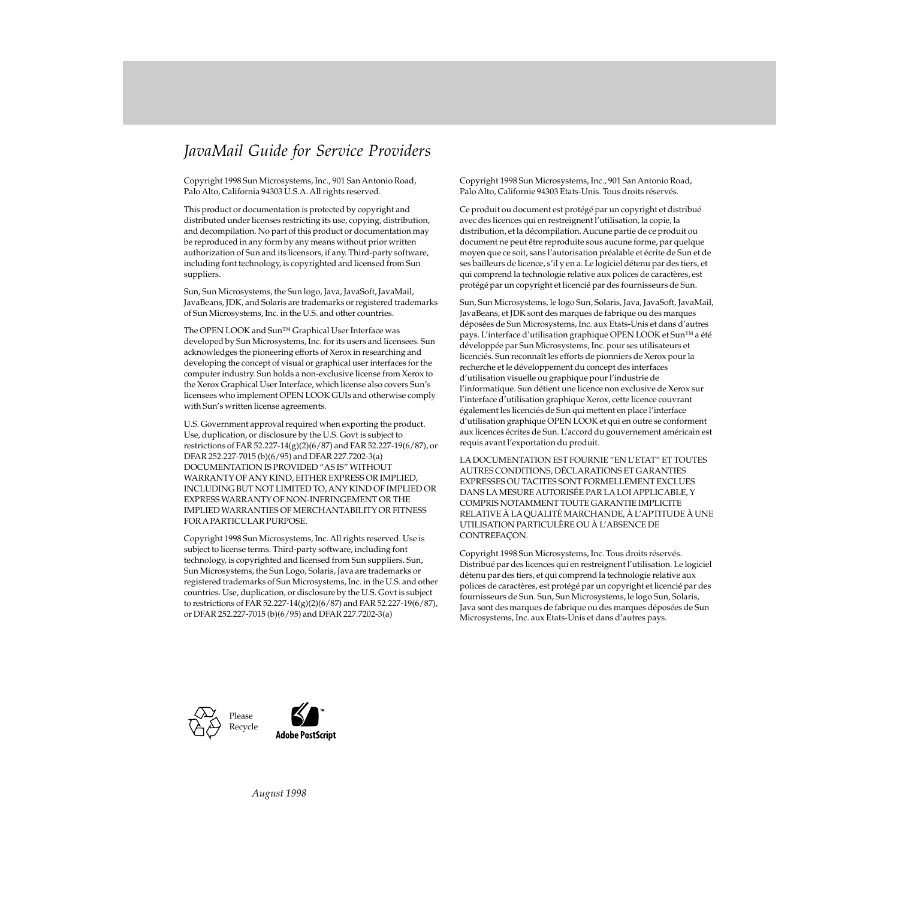# *JavaMail Guide for Service Providers*

Copyright 1998 Sun Microsystems, Inc., 901 San Antonio Road, Palo Alto, California 94303 U.S.A. All rights reserved.

This product or documentation is protected by copyright and distributed under licenses restricting its use, copying, distribution, and decompilation. No part of this product or documentation may be reproduced in any form by any means without prior written authorization of Sun and its licensors, if any. Third-party software, including font technology, is copyrighted and licensed from Sun suppliers.

Sun, Sun Microsystems, the Sun logo, Java, JavaSoft, JavaMail, JavaBeans, JDK, and Solaris are trademarks or registered trademarks of Sun Microsystems, Inc. in the U.S. and other countries.

The OPEN LOOK and Sun™ Graphical User Interface was developed by Sun Microsystems, Inc. for its users and licensees. Sun acknowledges the pioneering efforts of Xerox in researching and developing the concept of visual or graphical user interfaces for the computer industry. Sun holds a non-exclusive license from Xerox to the Xerox Graphical User Interface, which license also covers Sun's licensees who implement OPEN LOOK GUIs and otherwise comply with Sun's written license agreements.

U.S. Government approval required when exporting the product. Use, duplication, or disclosure by the U.S. Govt is subject to restrictions of FAR 52.227-14(g)(2)(6/87) and FAR 52.227-19(6/87), or DFAR 252.227-7015 (b)(6/95) and DFAR 227.7202-3(a)
DOCUMENTATION IS PROVIDED "AS IS" WITHOUT WARRANTY OF ANY KIND, EITHER EXPRESS OR IMPLIED, INCLUDING BUT NOT LIMITED TO, ANY KIND OF IMPLIED OR EXPRESS WARRANTY OF NON-INFRINGEMENT OR THE IMPLIED WARRANTIES OF MERCHANTABILITY OR FITNESS FOR A PARTICULAR PURPOSE.

Copyright 1998 Sun Microsystems, Inc. All rights reserved. Use is subject to license terms. Third-party software, including font technology, is copyrighted and licensed from Sun suppliers. Sun, Sun Microsystems, the Sun Logo, Solaris, Java are trademarks or registered trademarks of Sun Microsystems, Inc. in the U.S. and other countries. Use, duplication, or disclosure by the U.S. Govt is subject to restrictions of FAR 52.227-14(g)(2)(6/87) and FAR 52.227-19(6/87), or DFAR 252.227-7015 (b)(6/95) and DFAR 227.7202-3(a)

Copyright 1998 Sun Microsystems, Inc., 901 San Antonio Road, Palo Alto, Californie 94303 Etats-Unis. Tous droits réservés.

Ce produit ou document est protégé par un copyright et distribué avec des licences qui en restreignent l'utilisation, la copie, la distribution, et la décompilation. Aucune partie de ce produit ou document ne peut être reproduite sous aucune forme, par quelque moyen que ce soit, sans l'autorisation préalable et écrite de Sun et de ses bailleurs de licence, s'il y en a. Le logiciel détenu par des tiers, et qui comprend la technologie relative aux polices de caractères, est protégé par un copyright et licencié par des fournisseurs de Sun.

Sun, Sun Microsystems, le logo Sun, Solaris, Java, JavaSoft, JavaMail, JavaBeans, et JDK sont des marques de fabrique ou des marques déposées de Sun Microsystems, Inc. aux Etats-Unis et dans d'autres pays. L'interface d'utilisation graphique OPEN LOOK et Sun™ a été développée par Sun Microsystems, Inc. pour ses utilisateurs et licenciés. Sun reconnaît les efforts de pionniers de Xerox pour la recherche et le développement du concept des interfaces d'utilisation visuelle ou graphique pour l'industrie de l'informatique. Sun détient une licence non exclusive de Xerox sur l'interface d'utilisation graphique Xerox, cette licence couvrant également les licenciés de Sun qui mettent en place l'interface d'utilisation graphique OPEN LOOK et qui en outre se conforment aux licences écrites de Sun. L'accord du gouvernement américain est requis avant l'exportation du produit.

LA DOCUMENTATION EST FOURNIE "EN L'ETAT" ET TOUTES AUTRES CONDITIONS, DÉCLARATIONS ET GARANTIES EXPRESSES OU TACITES SONT FORMELLEMENT EXCLUES DANS LA MESURE AUTORISÉE PAR LA LOI APPLICABLE, Y COMPRIS NOTAMMENT TOUTE GARANTIE IMPLICITE RELATIVE À LA QUALITÉ MARCHANDE, À L'APTITUDE À UNE UTILISATION PARTICULÈRE OU À L'ABSENCE DE CONTREFAÇON.

Copyright 1998 Sun Microsystems, Inc. Tous droits réservés. Distribué par des licences qui en restreignent l'utilisation. Le logiciel détenu par des tiers, et qui comprend la technologie relative aux polices de caractères, est protégé par un copyright et licencié par des fournisseurs de Sun. Sun, Sun Microsystems, le logo Sun, Solaris, Java sont des marques de fabrique ou des marques déposées de Sun Microsystems, Inc. aux Etats-Unis et dans d'autres pays.

Please Recycle

Adobe PostScript™

*August 1998*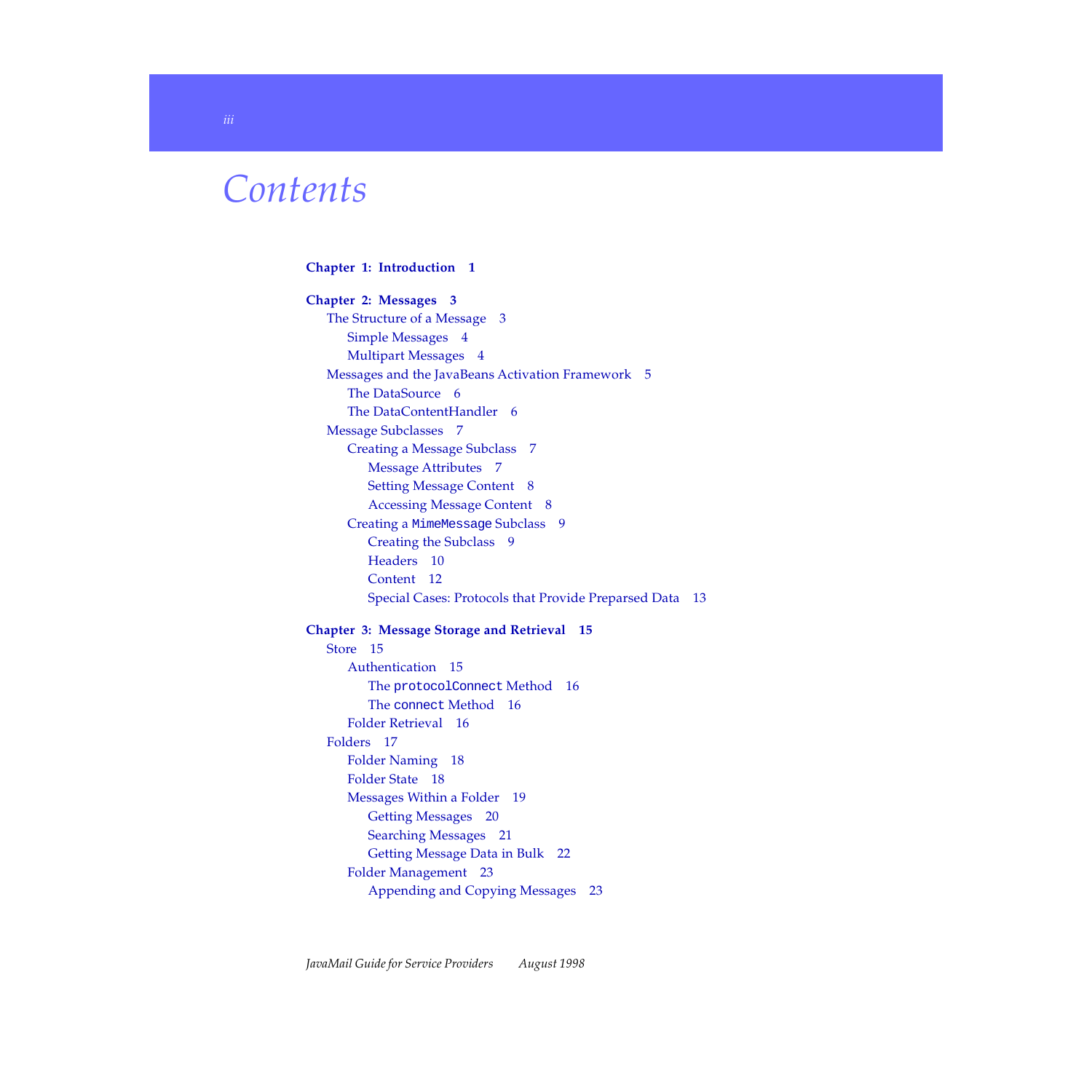# Contents

**Chapter 1: Introduction 1**

**Chapter 2: Messages 3**

- The Structure of a Message 3
  - Simple Messages 4
  - Multipart Messages 4
- Messages and the JavaBeans Activation Framework 5
  - The DataSource 6
  - The DataContentHandler 6
- Message Subclasses 7
  - Creating a Message Subclass 7
    - Message Attributes 7
    - Setting Message Content 8
    - Accessing Message Content 8
  - Creating a `MimeMessage` Subclass 9
    - Creating the Subclass 9
    - Headers 10
    - Content 12
    - Special Cases: Protocols that Provide Preparsed Data 13

**Chapter 3: Message Storage and Retrieval 15**

- Store 15
  - Authentication 15
    - The `protocolConnect` Method 16
    - The `connect` Method 16
  - Folder Retrieval 16
- Folders 17
  - Folder Naming 18
  - Folder State 18
  - Messages Within a Folder 19
    - Getting Messages 20
    - Searching Messages 21
    - Getting Message Data in Bulk 22
  - Folder Management 23
    - Appending and Copying Messages 23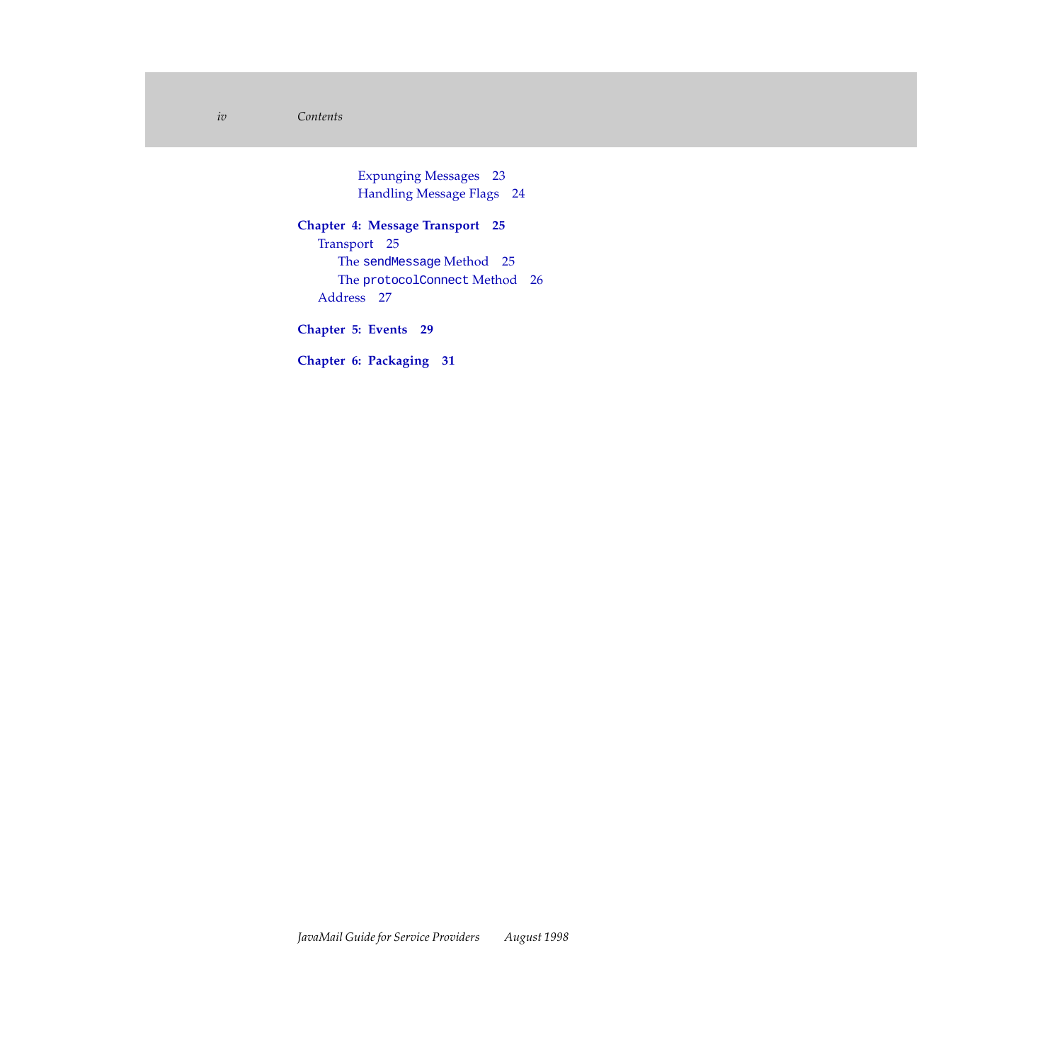Expunging Messages 23
Handling Message Flags 24

**Chapter 4: Message Transport 25**

Transport 25

The `sendMessage` Method 25

The `protocolConnect` Method 26

Address 27

**Chapter 5: Events 29**

**Chapter 6: Packaging 31**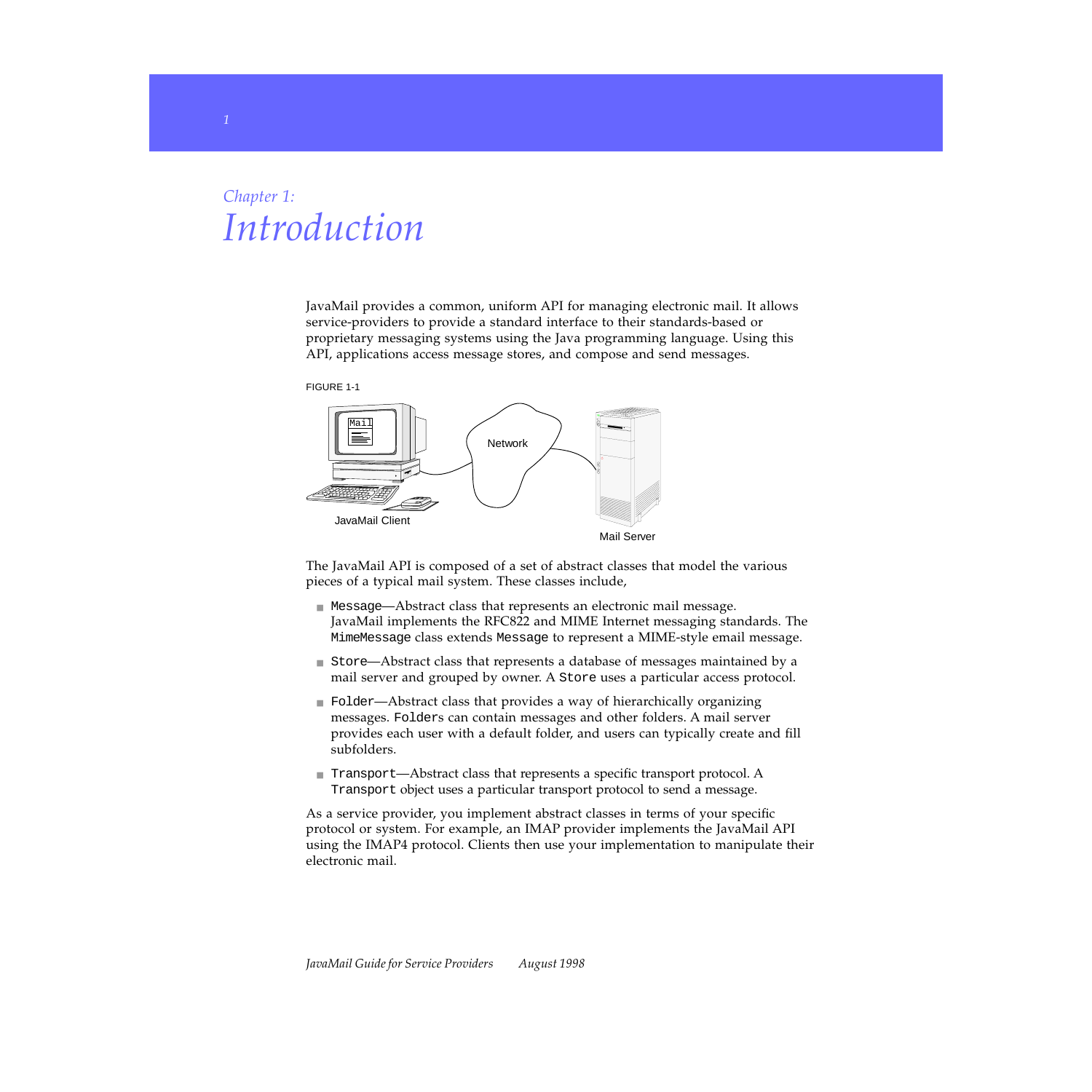# Chapter 1: Introduction

JavaMail provides a common, uniform API for managing electronic mail. It allows service-providers to provide a standard interface to their standards-based or proprietary messaging systems using the Java programming language. Using this API, applications access message stores, and compose and send messages.

FIGURE 1-1

Mail

Network

JavaMail Client

Mail Server

The JavaMail API is composed of a set of abstract classes that model the various pieces of a typical mail system. These classes include,

- `Message`—Abstract class that represents an electronic mail message. JavaMail implements the RFC822 and MIME Internet messaging standards. The `MimeMessage` class extends `Message` to represent a MIME-style email message.
- `Store`—Abstract class that represents a database of messages maintained by a mail server and grouped by owner. A `Store` uses a particular access protocol.
- `Folder`—Abstract class that provides a way of hierarchically organizing messages. `Folder`s can contain messages and other folders. A mail server provides each user with a default folder, and users can typically create and fill subfolders.
- `Transport`—Abstract class that represents a specific transport protocol. A `Transport` object uses a particular transport protocol to send a message.

As a service provider, you implement abstract classes in terms of your specific protocol or system. For example, an IMAP provider implements the JavaMail API using the IMAP4 protocol. Clients then use your implementation to manipulate their electronic mail.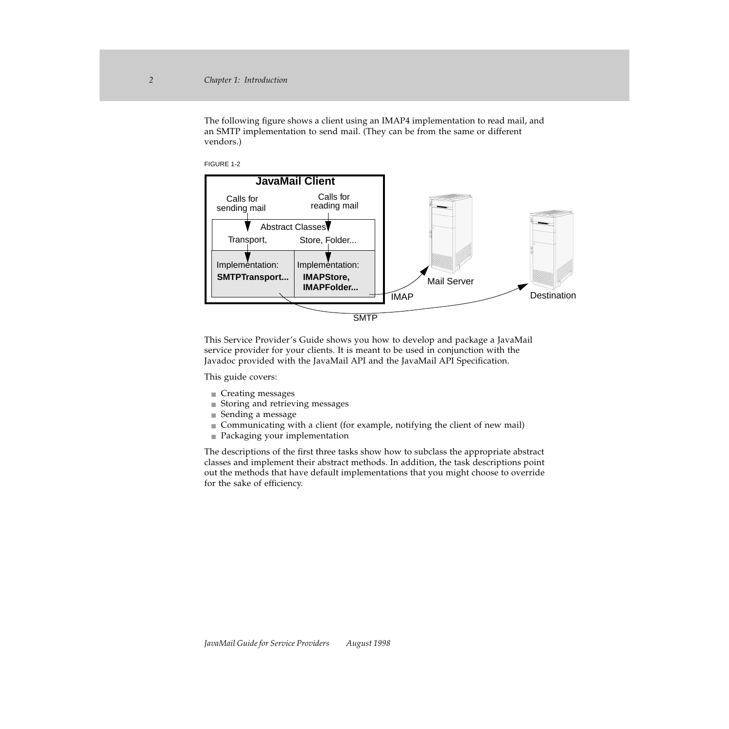The following figure shows a client using an IMAP4 implementation to read mail, and an SMTP implementation to send mail. (They can be from the same or different vendors.)

FIGURE 1-2

JavaMail Client

Calls for sending mail

Calls for reading mail

Abstract Classes

Transport,

Store, Folder...

Implementation:
**SMTPTransport...**

Implementation:
**IMAPStore, IMAPFolder...**

IMAP

Mail Server

Destination

SMTP

This Service Provider's Guide shows you how to develop and package a JavaMail service provider for your clients. It is meant to be used in conjunction with the Javadoc provided with the JavaMail API and the JavaMail API Specification.

This guide covers:

- Creating messages
- Storing and retrieving messages
- Sending a message
- Communicating with a client (for example, notifying the client of new mail)
- Packaging your implementation

The descriptions of the first three tasks show how to subclass the appropriate abstract classes and implement their abstract methods. In addition, the task descriptions point out the methods that have default implementations that you might choose to override for the sake of efficiency.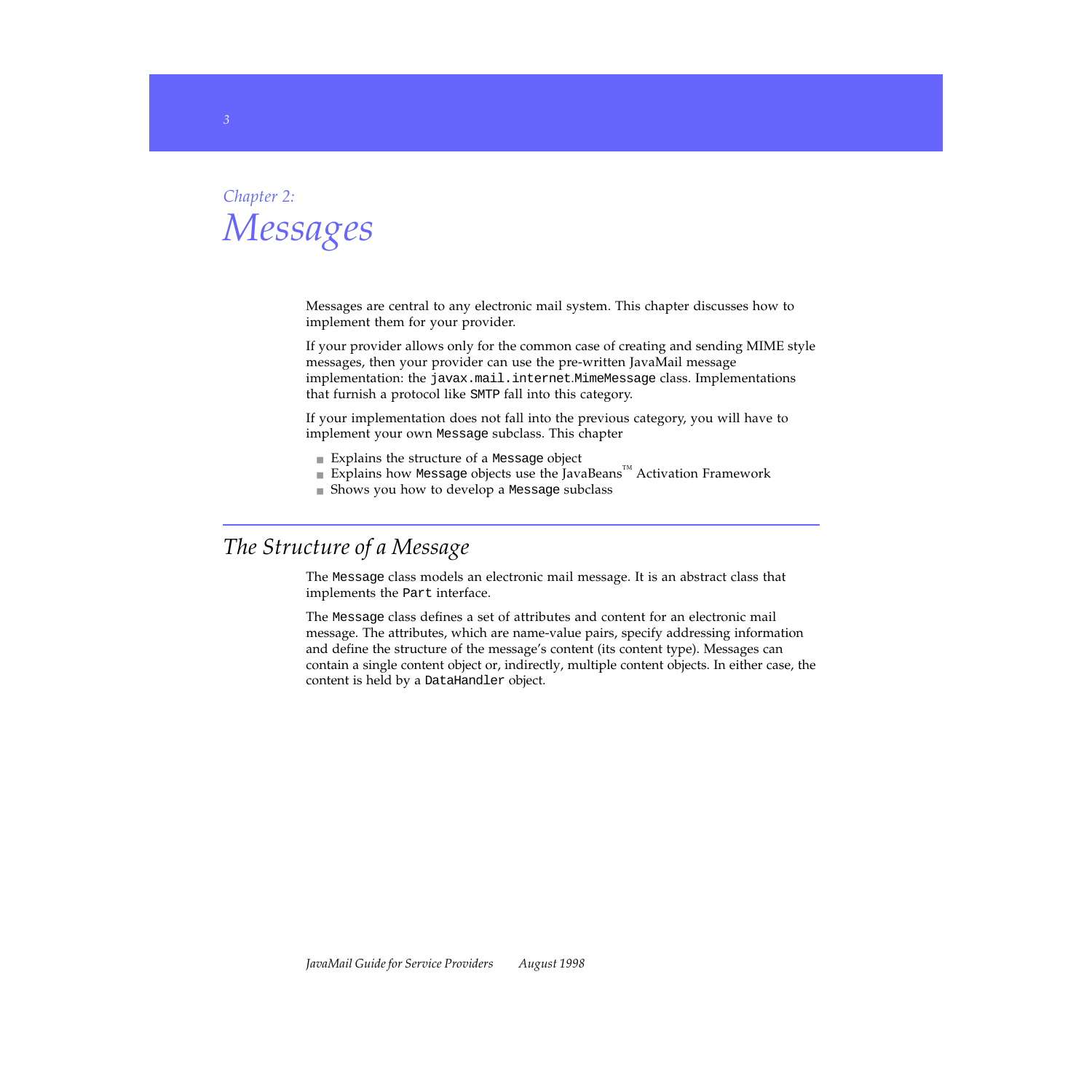*Chapter 2:*

# Messages

Messages are central to any electronic mail system. This chapter discusses how to implement them for your provider.

If your provider allows only for the common case of creating and sending MIME style messages, then your provider can use the pre-written JavaMail message implementation: the `javax.mail.internet.MimeMessage` class. Implementations that furnish a protocol like `SMTP` fall into this category.

If your implementation does not fall into the previous category, you will have to implement your own `Message` subclass. This chapter

- Explains the structure of a `Message` object
- Explains how `Message` objects use the JavaBeans™ Activation Framework
- Shows you how to develop a `Message` subclass

## The Structure of a Message

The `Message` class models an electronic mail message. It is an abstract class that implements the `Part` interface.

The `Message` class defines a set of attributes and content for an electronic mail message. The attributes, which are name-value pairs, specify addressing information and define the structure of the message's content (its content type). Messages can contain a single content object or, indirectly, multiple content objects. In either case, the content is held by a `DataHandler` object.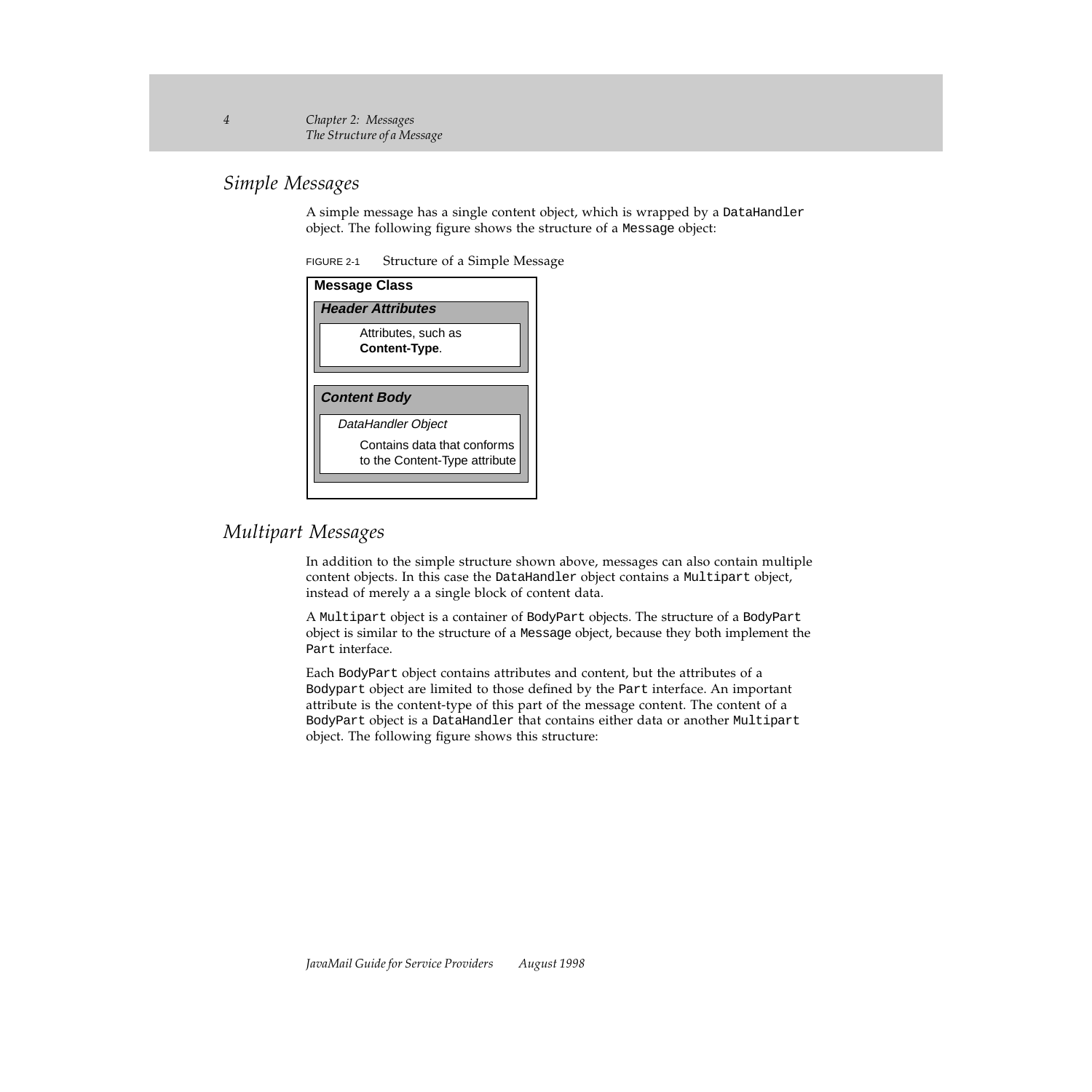## *Simple Messages*

A simple message has a single content object, which is wrapped by a `DataHandler` object. The following figure shows the structure of a `Message` object:

FIGURE 2-1 Structure of a Simple Message

**Message Class**

***Header Attributes***

Attributes, such as **Content-Type**.

***Content Body***

*DataHandler Object*

Contains data that conforms to the Content-Type attribute

## *Multipart Messages*

In addition to the simple structure shown above, messages can also contain multiple content objects. In this case the `DataHandler` object contains a `Multipart` object, instead of merely a a single block of content data.

A `Multipart` object is a container of `BodyPart` objects. The structure of a `BodyPart` object is similar to the structure of a `Message` object, because they both implement the `Part` interface.

Each `BodyPart` object contains attributes and content, but the attributes of a `Bodypart` object are limited to those defined by the `Part` interface. An important attribute is the content-type of this part of the message content. The content of a `BodyPart` object is a `DataHandler` that contains either data or another `Multipart` object. The following figure shows this structure: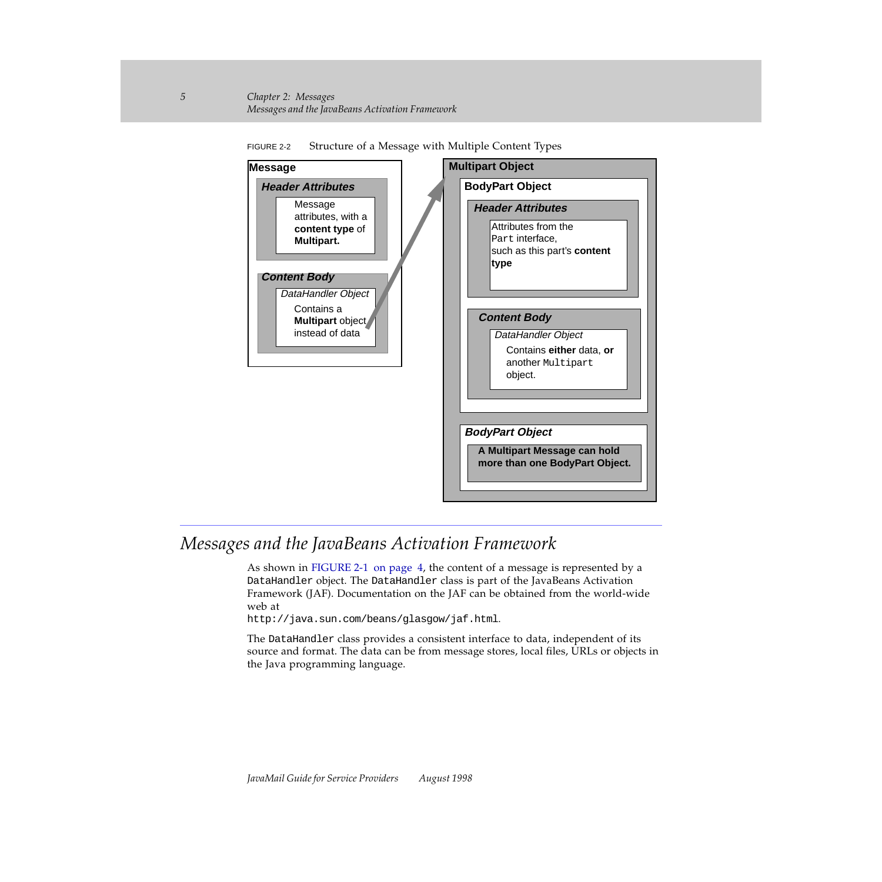FIGURE 2-2 Structure of a Message with Multiple Content Types

**Message**

***Header Attributes***

Message attributes, with a **content type** of **Multipart.**

***Content Body***

*DataHandler Object*

Contains a **Multipart** object instead of data

**Multipart Object**

**BodyPart Object**

***Header Attributes***

Attributes from the `Part` interface, such as this part's **content type**

***Content Body***

*DataHandler Object*

Contains **either** data, **or** another `Multipart` object.

***BodyPart Object***

**A Multipart Message can hold more than one BodyPart Object.**

# Messages and the JavaBeans Activation Framework

As shown in FIGURE 2-1 on page 4, the content of a message is represented by a `DataHandler` object. The `DataHandler` class is part of the JavaBeans Activation Framework (JAF). Documentation on the JAF can be obtained from the world-wide web at
`http://java.sun.com/beans/glasgow/jaf.html`.

The `DataHandler` class provides a consistent interface to data, independent of its source and format. The data can be from message stores, local files, URLs or objects in the Java programming language.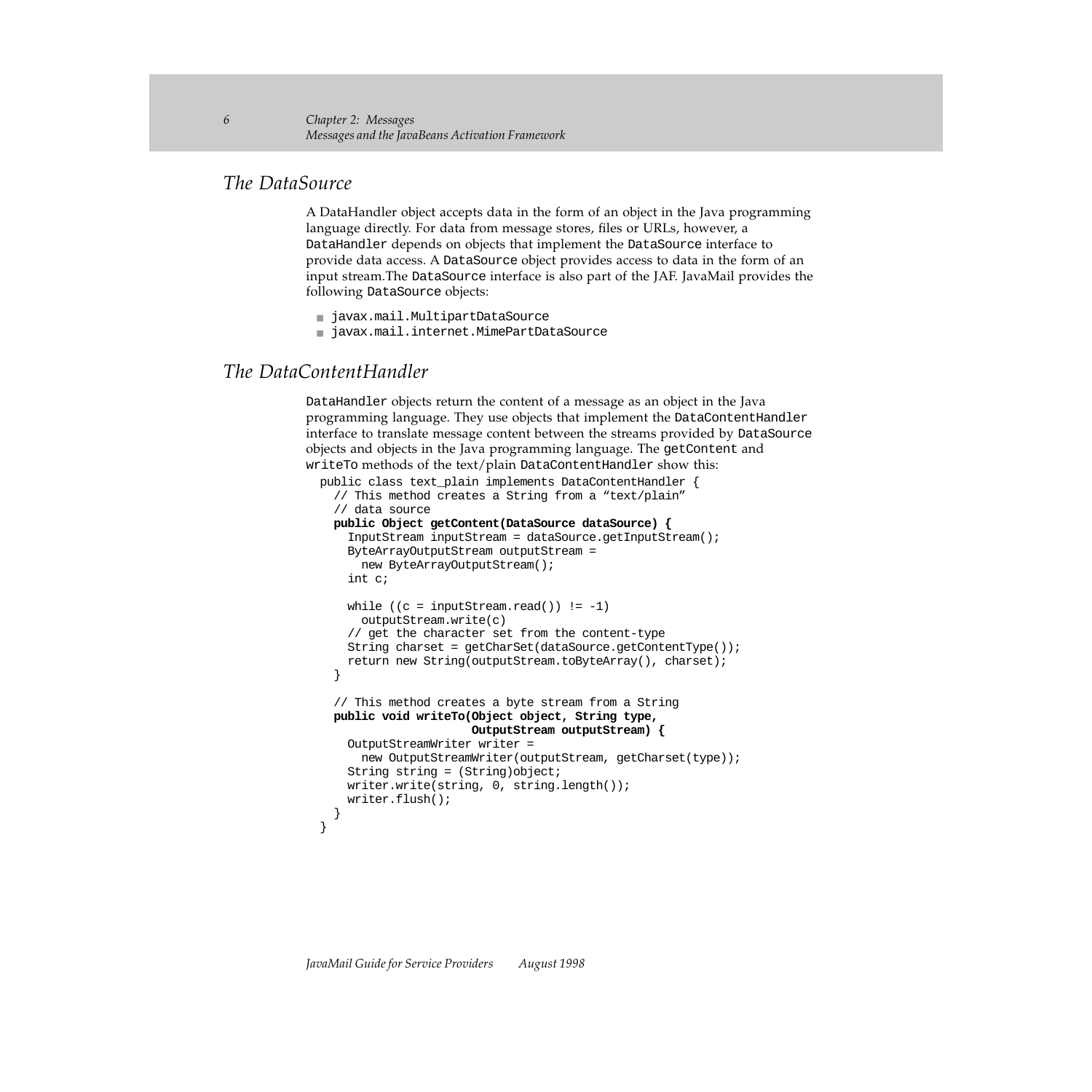## The DataSource

A DataHandler object accepts data in the form of an object in the Java programming language directly. For data from message stores, files or URLs, however, a `DataHandler` depends on objects that implement the `DataSource` interface to provide data access. A `DataSource` object provides access to data in the form of an input stream.The `DataSource` interface is also part of the JAF. JavaMail provides the following `DataSource` objects:

- `javax.mail.MultipartDataSource`
- `javax.mail.internet.MimePartDataSource`

## The DataContentHandler

`DataHandler` objects return the content of a message as an object in the Java programming language. They use objects that implement the `DataContentHandler` interface to translate message content between the streams provided by `DataSource` objects and objects in the Java programming language. The `getContent` and `writeTo` methods of the text/plain `DataContentHandler` show this:

```
public class text_plain implements DataContentHandler {
  // This method creates a String from a “text/plain”
  // data source
  public Object getContent(DataSource dataSource) {
    InputStream inputStream = dataSource.getInputStream();
    ByteArrayOutputStream outputStream =
      new ByteArrayOutputStream();
    int c;

    while ((c = inputStream.read()) != -1)
      outputStream.write(c)
    // get the character set from the content-type
    String charset = getCharSet(dataSource.getContentType());
    return new String(outputStream.toByteArray(), charset);
  }

  // This method creates a byte stream from a String
  public void writeTo(Object object, String type,
                      OutputStream outputStream) {
    OutputStreamWriter writer =
      new OutputStreamWriter(outputStream, getCharset(type));
    String string = (String)object;
    writer.write(string, 0, string.length());
    writer.flush();
  }
}
```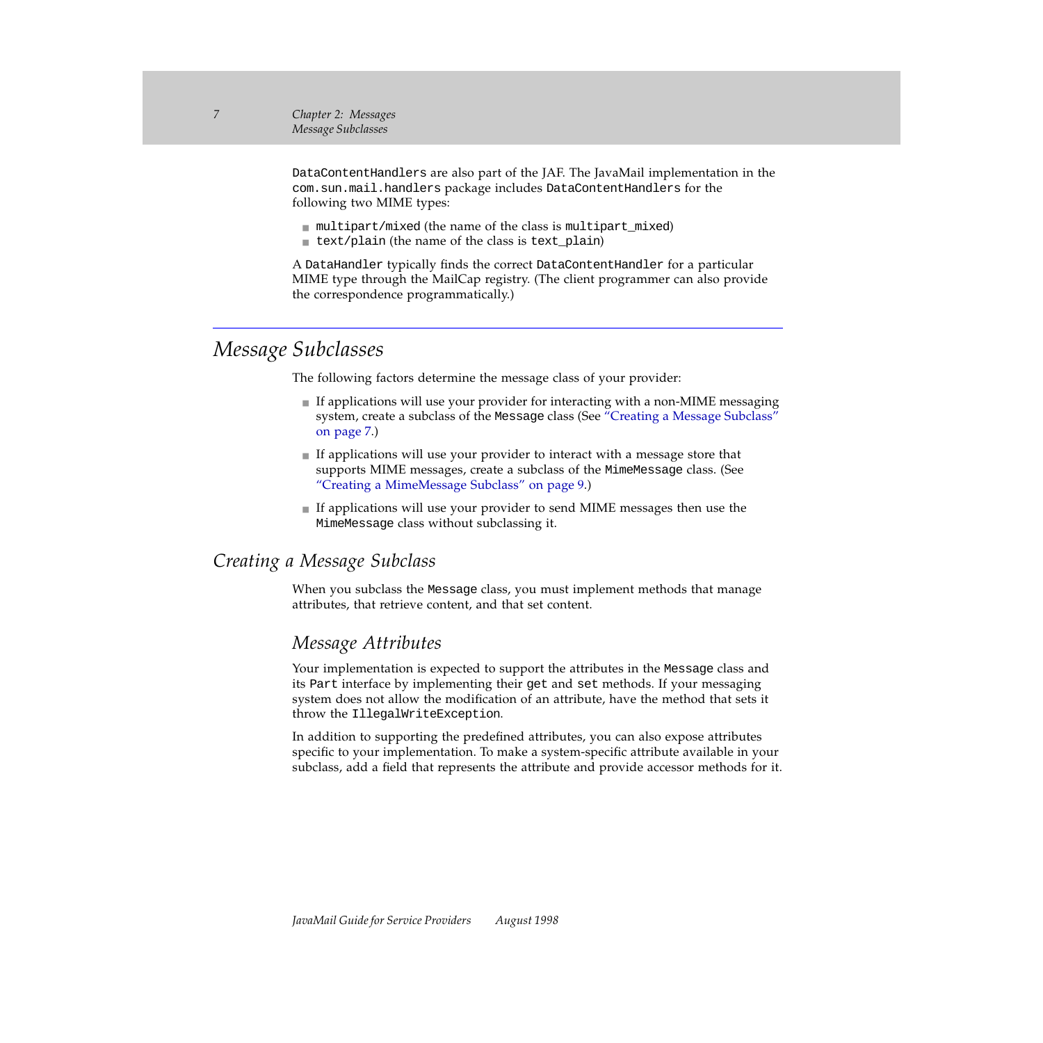DataContentHandlers are also part of the JAF. The JavaMail implementation in the com.sun.mail.handlers package includes DataContentHandlers for the following two MIME types:

- multipart/mixed (the name of the class is multipart_mixed)
- text/plain (the name of the class is text_plain)

A DataHandler typically finds the correct DataContentHandler for a particular MIME type through the MailCap registry. (The client programmer can also provide the correspondence programmatically.)

## *Message Subclasses*

The following factors determine the message class of your provider:

- If applications will use your provider for interacting with a non-MIME messaging system, create a subclass of the Message class (See "Creating a Message Subclass" on page 7.)
- If applications will use your provider to interact with a message store that supports MIME messages, create a subclass of the MimeMessage class. (See "Creating a MimeMessage Subclass" on page 9.)
- If applications will use your provider to send MIME messages then use the MimeMessage class without subclassing it.

### *Creating a Message Subclass*

When you subclass the Message class, you must implement methods that manage attributes, that retrieve content, and that set content.

#### *Message Attributes*

Your implementation is expected to support the attributes in the Message class and its Part interface by implementing their get and set methods. If your messaging system does not allow the modification of an attribute, have the method that sets it throw the IllegalWriteException.

In addition to supporting the predefined attributes, you can also expose attributes specific to your implementation. To make a system-specific attribute available in your subclass, add a field that represents the attribute and provide accessor methods for it.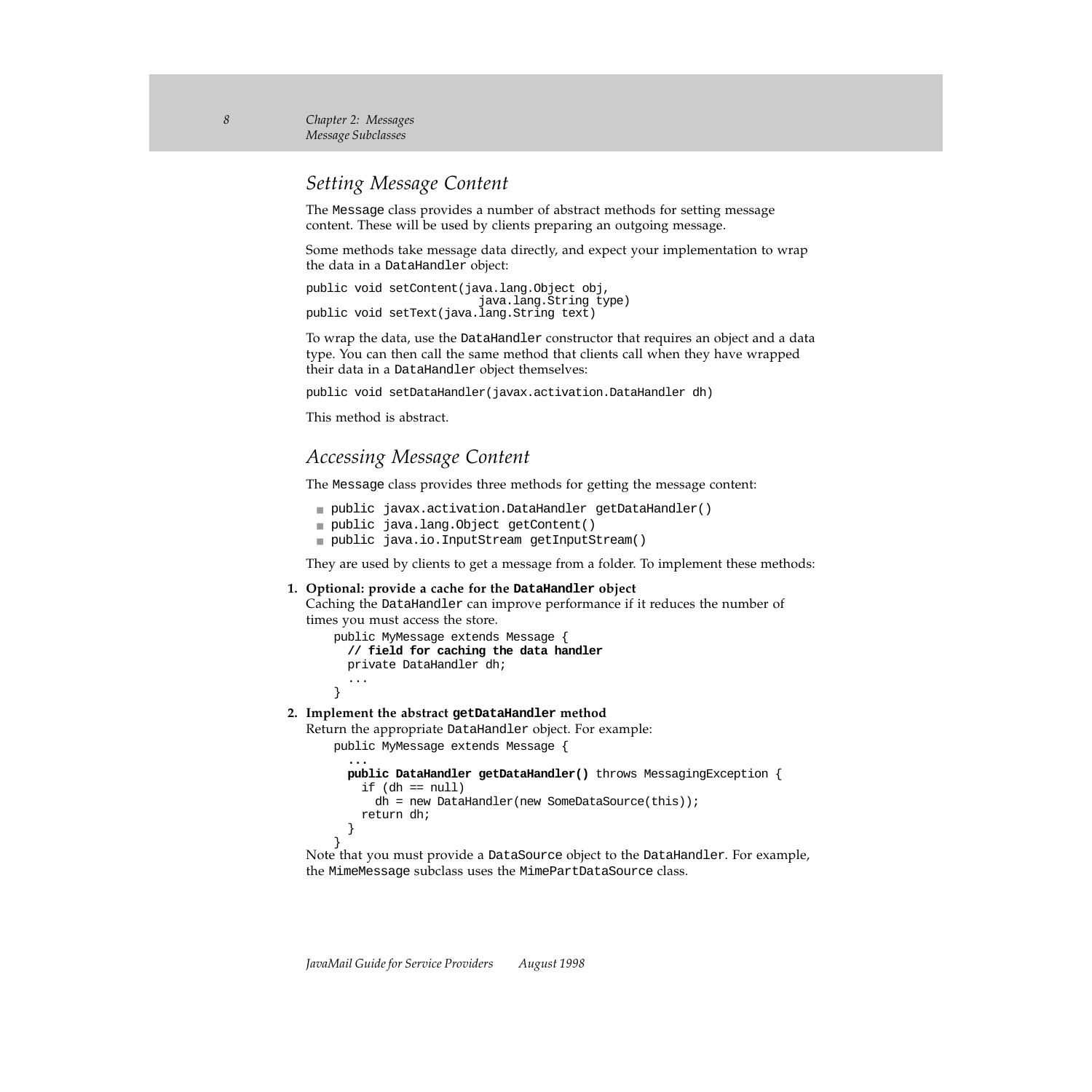## Setting Message Content

The `Message` class provides a number of abstract methods for setting message content. These will be used by clients preparing an outgoing message.

Some methods take message data directly, and expect your implementation to wrap the data in a `DataHandler` object:

```
public void setContent(java.lang.Object obj,
                        java.lang.String type)
public void setText(java.lang.String text)
```

To wrap the data, use the `DataHandler` constructor that requires an object and a data type. You can then call the same method that clients call when they have wrapped their data in a `DataHandler` object themselves:

```
public void setDataHandler(javax.activation.DataHandler dh)
```

This method is abstract.

## Accessing Message Content

The `Message` class provides three methods for getting the message content:

- `public javax.activation.DataHandler getDataHandler()`
- `public java.lang.Object getContent()`
- `public java.io.InputStream getInputStream()`

They are used by clients to get a message from a folder. To implement these methods:

1. **Optional: provide a cache for the `DataHandler` object**

   Caching the `DataHandler` can improve performance if it reduces the number of times you must access the store.

   ```
   public MyMessage extends Message {
     // field for caching the data handler
     private DataHandler dh;
     ...
   }
   ```

2. **Implement the abstract `getDataHandler` method**

   Return the appropriate `DataHandler` object. For example:

   ```
   public MyMessage extends Message {
     ...
     public DataHandler getDataHandler() throws MessagingException {
       if (dh == null)
         dh = new DataHandler(new SomeDataSource(this));
       return dh;
     }
   }
   ```

   Note that you must provide a `DataSource` object to the `DataHandler`. For example, the `MimeMessage` subclass uses the `MimePartDataSource` class.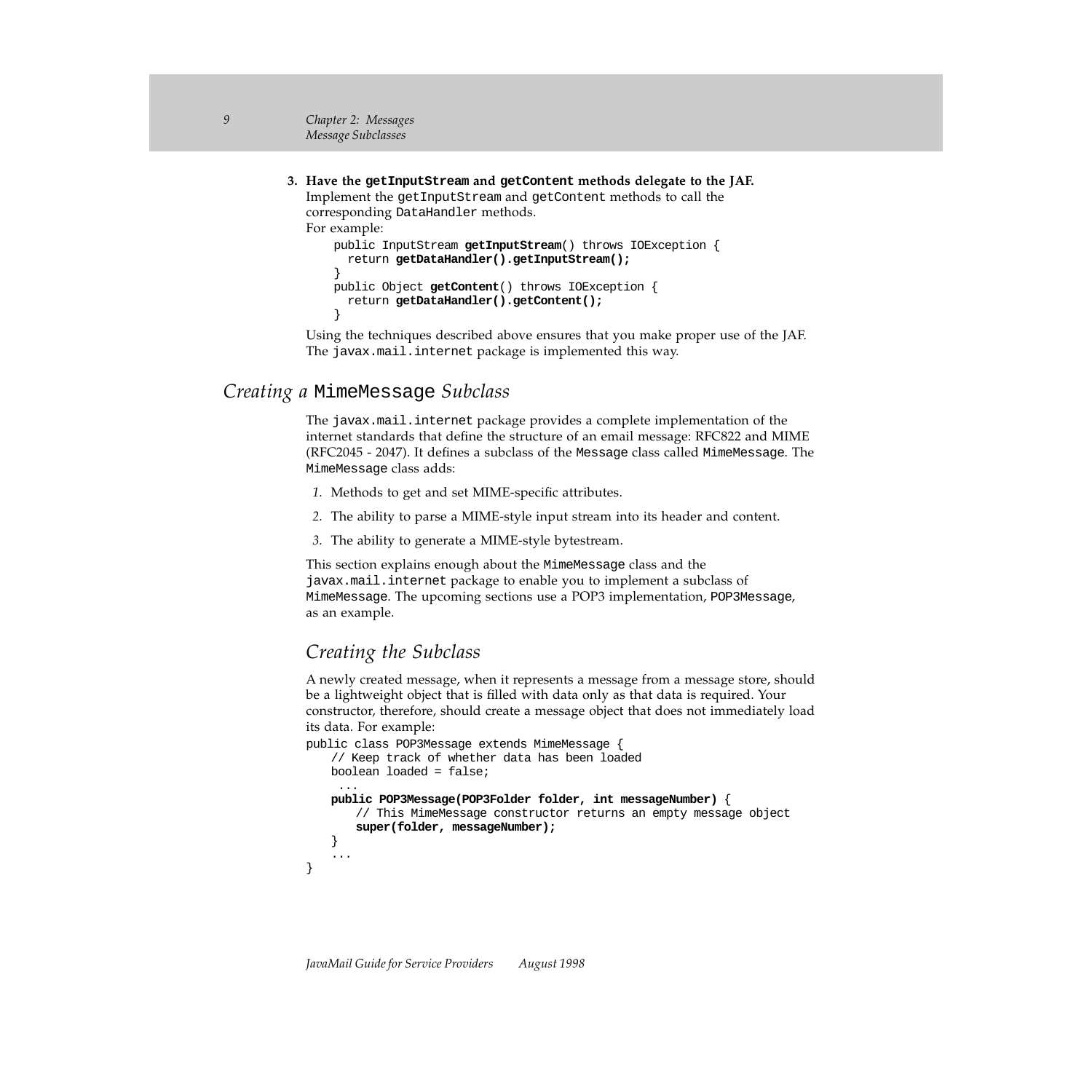3. **Have the `getInputStream` and `getContent` methods delegate to the JAF.**

   Implement the `getInputStream` and `getContent` methods to call the corresponding `DataHandler` methods.

   For example:

```
public InputStream getInputStream() throws IOException {
  return getDataHandler().getInputStream();
}
public Object getContent() throws IOException {
  return getDataHandler().getContent();
}
```

   Using the techniques described above ensures that you make proper use of the JAF. The `javax.mail.internet` package is implemented this way.

## *Creating a* `MimeMessage` *Subclass*

The `javax.mail.internet` package provides a complete implementation of the internet standards that define the structure of an email message: RFC822 and MIME (RFC2045 - 2047). It defines a subclass of the `Message` class called `MimeMessage`. The `MimeMessage` class adds:

1. Methods to get and set MIME-specific attributes.
2. The ability to parse a MIME-style input stream into its header and content.
3. The ability to generate a MIME-style bytestream.

This section explains enough about the `MimeMessage` class and the `javax.mail.internet` package to enable you to implement a subclass of `MimeMessage`. The upcoming sections use a POP3 implementation, `POP3Message`, as an example.

### *Creating the Subclass*

A newly created message, when it represents a message from a message store, should be a lightweight object that is filled with data only as that data is required. Your constructor, therefore, should create a message object that does not immediately load its data. For example:

```
public class POP3Message extends MimeMessage {
    // Keep track of whether data has been loaded
    boolean loaded = false;
     ...
    public POP3Message(POP3Folder folder, int messageNumber) {
        // This MimeMessage constructor returns an empty message object
        super(folder, messageNumber);
    }
    ...
}
```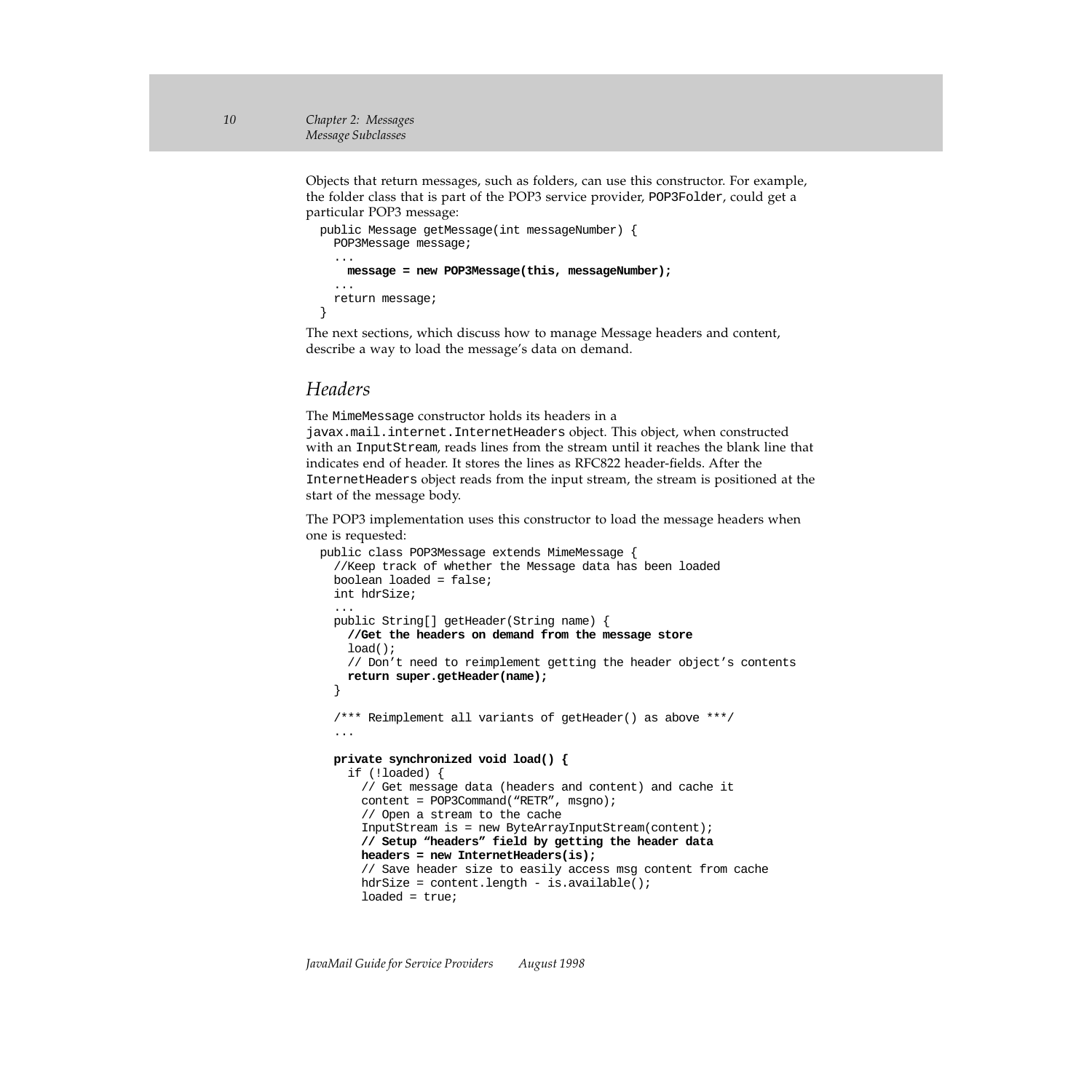Objects that return messages, such as folders, can use this constructor. For example, the folder class that is part of the POP3 service provider, `POP3Folder`, could get a particular POP3 message:

```
public Message getMessage(int messageNumber) {
  POP3Message message;
  ...
    message = new POP3Message(this, messageNumber);
  ...
  return message;
}
```

The next sections, which discuss how to manage Message headers and content, describe a way to load the message's data on demand.

## *Headers*

The `MimeMessage` constructor holds its headers in a `javax.mail.internet.InternetHeaders` object. This object, when constructed with an `InputStream`, reads lines from the stream until it reaches the blank line that indicates end of header. It stores the lines as RFC822 header-fields. After the `InternetHeaders` object reads from the input stream, the stream is positioned at the start of the message body.

The POP3 implementation uses this constructor to load the message headers when one is requested:

```
public class POP3Message extends MimeMessage {
  //Keep track of whether the Message data has been loaded
  boolean loaded = false;
  int hdrSize;
  ...
  public String[] getHeader(String name) {
    //Get the headers on demand from the message store
    load();
    // Don't need to reimplement getting the header object's contents
    return super.getHeader(name);
  }

  /*** Reimplement all variants of getHeader() as above ***/
  ...

  private synchronized void load() {
    if (!loaded) {
      // Get message data (headers and content) and cache it
      content = POP3Command("RETR", msgno);
      // Open a stream to the cache
      InputStream is = new ByteArrayInputStream(content);
      // Setup "headers" field by getting the header data
      headers = new InternetHeaders(is);
      // Save header size to easily access msg content from cache
      hdrSize = content.length - is.available();
      loaded = true;
```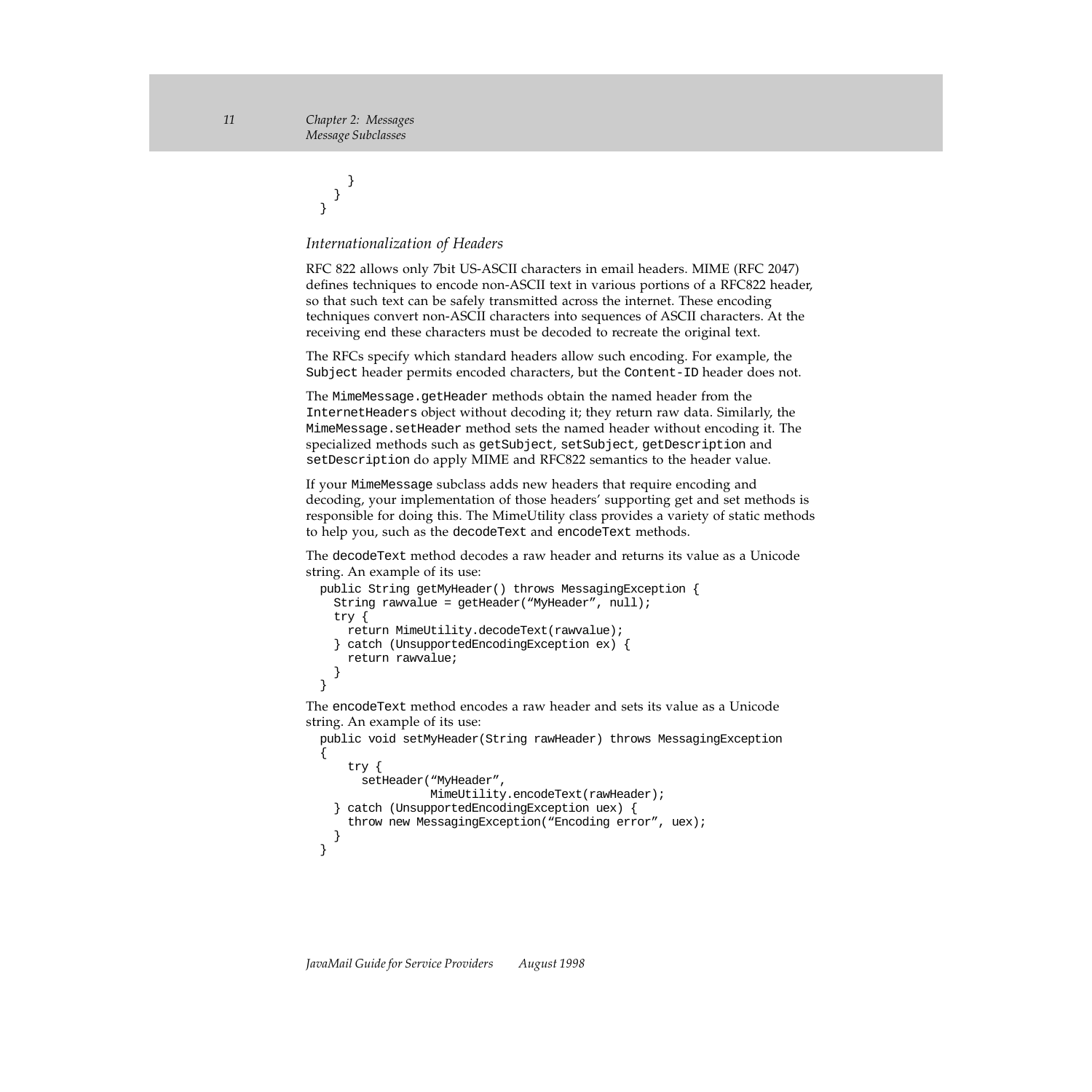```
    }
  }
}
```

### *Internationalization of Headers*

RFC 822 allows only 7bit US-ASCII characters in email headers. MIME (RFC 2047) defines techniques to encode non-ASCII text in various portions of a RFC822 header, so that such text can be safely transmitted across the internet. These encoding techniques convert non-ASCII characters into sequences of ASCII characters. At the receiving end these characters must be decoded to recreate the original text.

The RFCs specify which standard headers allow such encoding. For example, the `Subject` header permits encoded characters, but the `Content-ID` header does not.

The `MimeMessage.getHeader` methods obtain the named header from the `InternetHeaders` object without decoding it; they return raw data. Similarly, the `MimeMessage.setHeader` method sets the named header without encoding it. The specialized methods such as `getSubject`, `setSubject`, `getDescription` and `setDescription` do apply MIME and RFC822 semantics to the header value.

If your `MimeMessage` subclass adds new headers that require encoding and decoding, your implementation of those headers' supporting get and set methods is responsible for doing this. The MimeUtility class provides a variety of static methods to help you, such as the `decodeText` and `encodeText` methods.

The `decodeText` method decodes a raw header and returns its value as a Unicode string. An example of its use:

```
public String getMyHeader() throws MessagingException {
  String rawvalue = getHeader("MyHeader", null);
  try {
    return MimeUtility.decodeText(rawvalue);
  } catch (UnsupportedEncodingException ex) {
    return rawvalue;
  }
}
```

The `encodeText` method encodes a raw header and sets its value as a Unicode string. An example of its use:

```
public void setMyHeader(String rawHeader) throws MessagingException
{
    try {
      setHeader("MyHeader",
              MimeUtility.encodeText(rawHeader);
  } catch (UnsupportedEncodingException uex) {
    throw new MessagingException("Encoding error", uex);
  }
}
```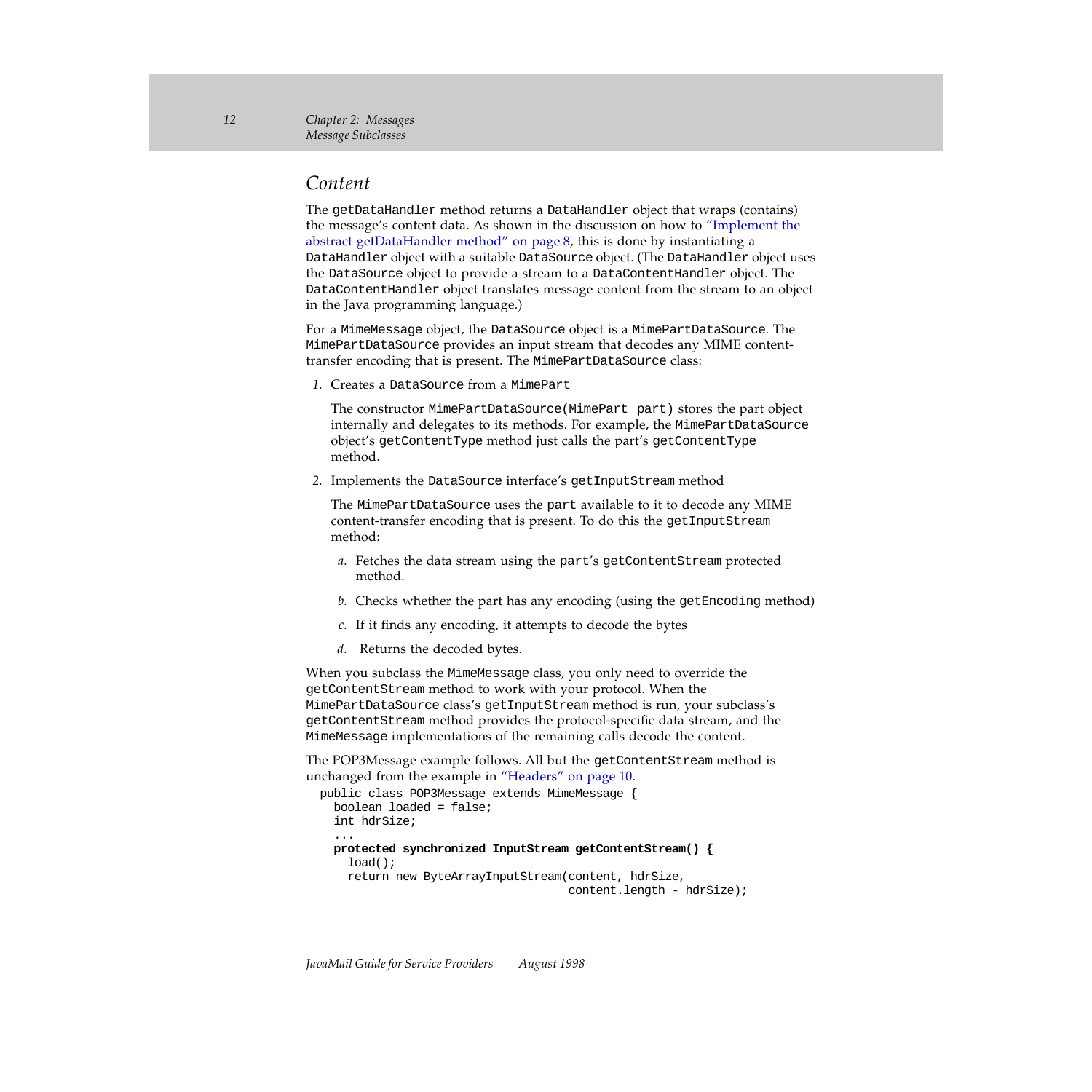## Content

The `getDataHandler` method returns a `DataHandler` object that wraps (contains) the message's content data. As shown in the discussion on how to "Implement the abstract getDataHandler method" on page 8, this is done by instantiating a `DataHandler` object with a suitable `DataSource` object. (The `DataHandler` object uses the `DataSource` object to provide a stream to a `DataContentHandler` object. The `DataContentHandler` object translates message content from the stream to an object in the Java programming language.)

For a `MimeMessage` object, the `DataSource` object is a `MimePartDataSource`. The `MimePartDataSource` provides an input stream that decodes any MIME content-transfer encoding that is present. The `MimePartDataSource` class:

1. Creates a `DataSource` from a `MimePart`

   The constructor `MimePartDataSource(MimePart part)` stores the part object internally and delegates to its methods. For example, the `MimePartDataSource` object's `getContentType` method just calls the part's `getContentType` method.

2. Implements the `DataSource` interface's `getInputStream` method

   The `MimePartDataSource` uses the `part` available to it to decode any MIME content-transfer encoding that is present. To do this the `getInputStream` method:

   a. Fetches the data stream using the `part`'s `getContentStream` protected method.

   b. Checks whether the part has any encoding (using the `getEncoding` method)

   c. If it finds any encoding, it attempts to decode the bytes

   d. Returns the decoded bytes.

When you subclass the `MimeMessage` class, you only need to override the `getContentStream` method to work with your protocol. When the `MimePartDataSource` class's `getInputStream` method is run, your subclass's `getContentStream` method provides the protocol-specific data stream, and the `MimeMessage` implementations of the remaining calls decode the content.

The POP3Message example follows. All but the `getContentStream` method is unchanged from the example in "Headers" on page 10.

```
public class POP3Message extends MimeMessage {
  boolean loaded = false;
  int hdrSize;
  ...
  protected synchronized InputStream getContentStream() {
    load();
    return new ByteArrayInputStream(content, hdrSize,
                                    content.length - hdrSize);
```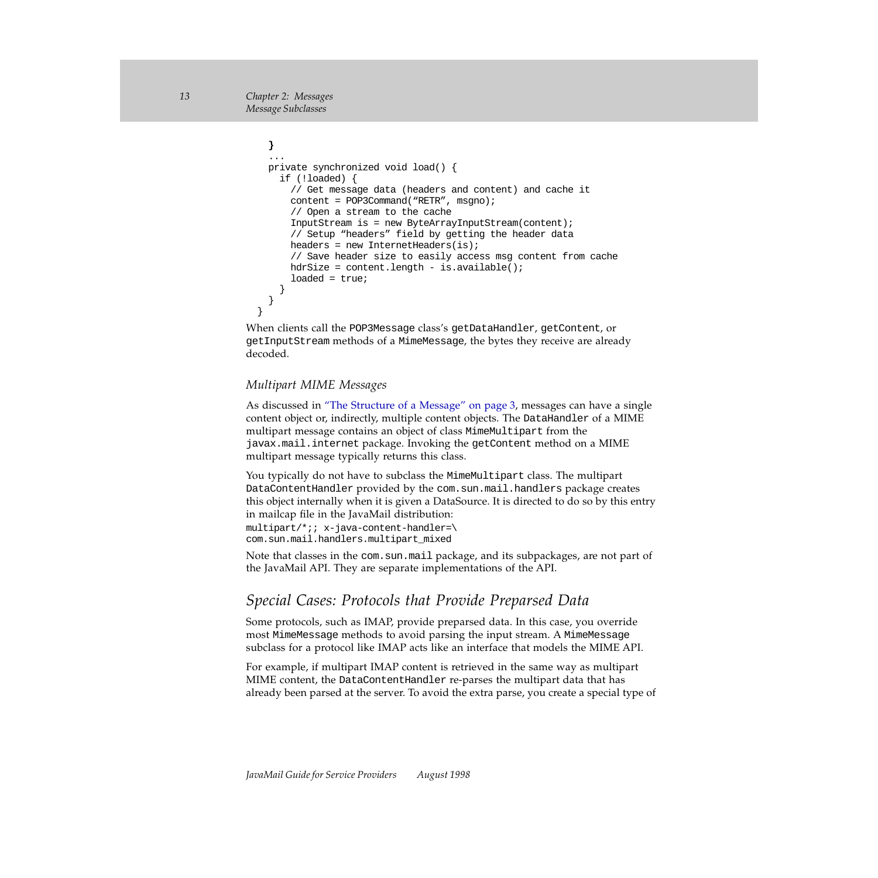```
    }
    ...
    private synchronized void load() {
      if (!loaded) {
        // Get message data (headers and content) and cache it
        content = POP3Command("RETR", msgno);
        // Open a stream to the cache
        InputStream is = new ByteArrayInputStream(content);
        // Setup "headers" field by getting the header data
        headers = new InternetHeaders(is);
        // Save header size to easily access msg content from cache
        hdrSize = content.length - is.available();
        loaded = true;
      }
    }
  }
```

When clients call the `POP3Message` class's `getDataHandler`, `getContent`, or `getInputStream` methods of a `MimeMessage`, the bytes they receive are already decoded.

### *Multipart MIME Messages*

As discussed in "The Structure of a Message" on page 3, messages can have a single content object or, indirectly, multiple content objects. The `DataHandler` of a MIME multipart message contains an object of class `MimeMultipart` from the `javax.mail.internet` package. Invoking the `getContent` method on a MIME multipart message typically returns this class.

You typically do not have to subclass the `MimeMultipart` class. The multipart `DataContentHandler` provided by the `com.sun.mail.handlers` package creates this object internally when it is given a DataSource. It is directed to do so by this entry in mailcap file in the JavaMail distribution:

```
multipart/*;; x-java-content-handler=\
com.sun.mail.handlers.multipart_mixed
```

Note that classes in the `com.sun.mail` package, and its subpackages, are not part of the JavaMail API. They are separate implementations of the API.

## *Special Cases: Protocols that Provide Preparsed Data*

Some protocols, such as IMAP, provide preparsed data. In this case, you override most `MimeMessage` methods to avoid parsing the input stream. A `MimeMessage` subclass for a protocol like IMAP acts like an interface that models the MIME API.

For example, if multipart IMAP content is retrieved in the same way as multipart MIME content, the `DataContentHandler` re-parses the multipart data that has already been parsed at the server. To avoid the extra parse, you create a special type of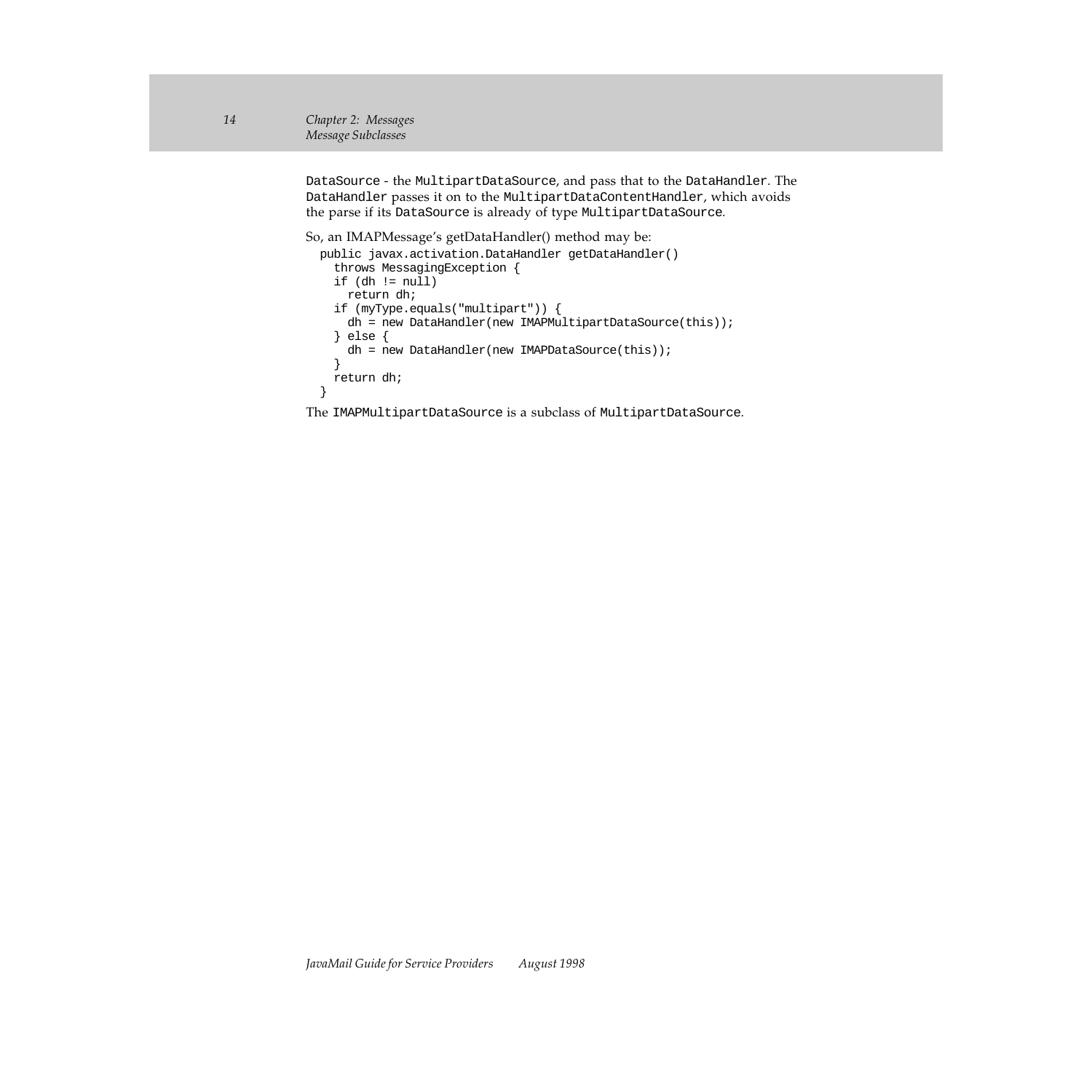`DataSource` - the `MultipartDataSource`, and pass that to the `DataHandler`. The `DataHandler` passes it on to the `MultipartDataContentHandler`, which avoids the parse if its `DataSource` is already of type `MultipartDataSource`.

So, an IMAPMessage's getDataHandler() method may be:

```
public javax.activation.DataHandler getDataHandler()
  throws MessagingException {
  if (dh != null)
    return dh;
  if (myType.equals("multipart")) {
    dh = new DataHandler(new IMAPMultipartDataSource(this));
  } else {
    dh = new DataHandler(new IMAPDataSource(this));
  }
  return dh;
}
```

The `IMAPMultipartDataSource` is a subclass of `MultipartDataSource`.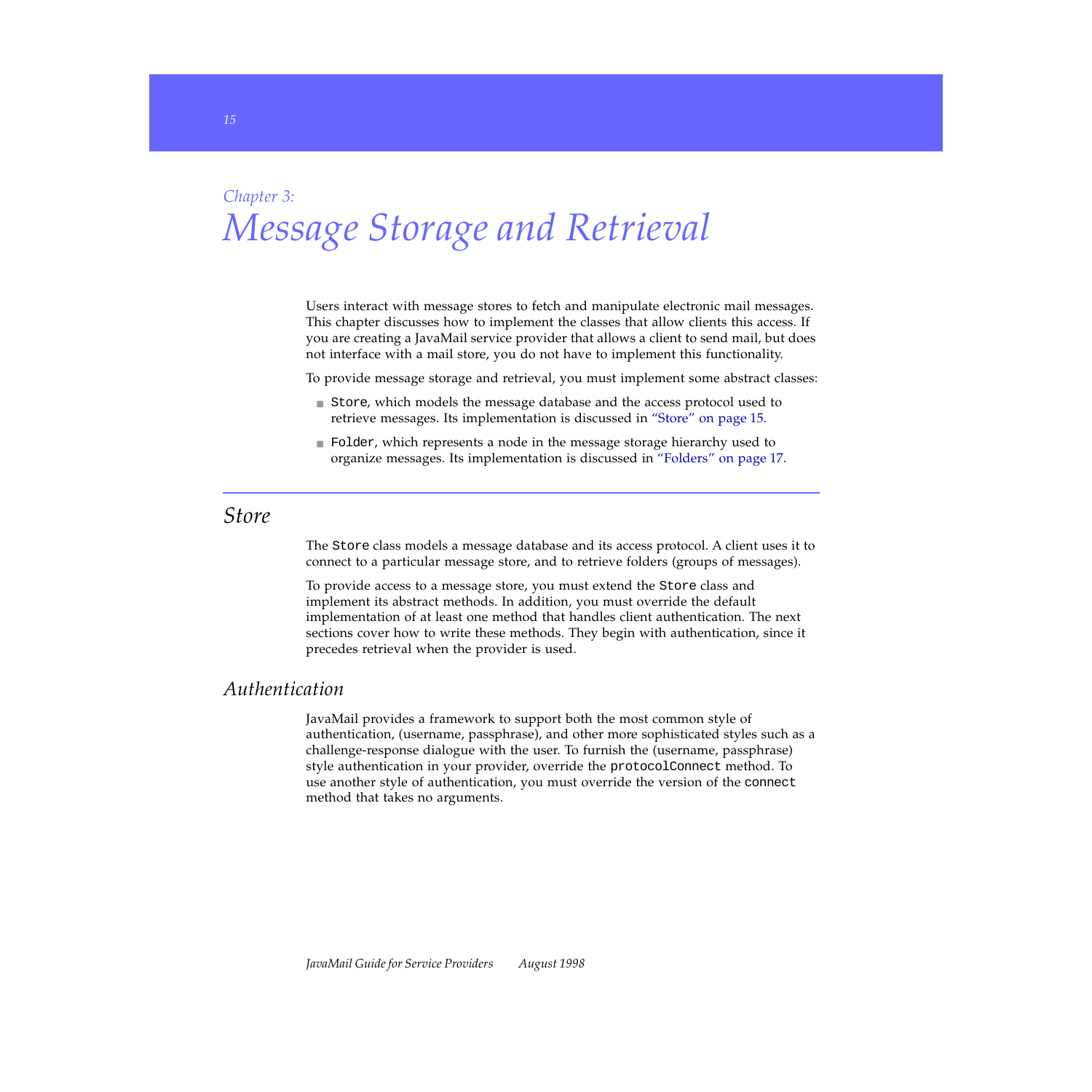# Chapter 3: Message Storage and Retrieval

Users interact with message stores to fetch and manipulate electronic mail messages. This chapter discusses how to implement the classes that allow clients this access. If you are creating a JavaMail service provider that allows a client to send mail, but does not interface with a mail store, you do not have to implement this functionality.

To provide message storage and retrieval, you must implement some abstract classes:

- `Store`, which models the message database and the access protocol used to retrieve messages. Its implementation is discussed in "Store" on page 15.
- `Folder`, which represents a node in the message storage hierarchy used to organize messages. Its implementation is discussed in "Folders" on page 17.

## Store

The `Store` class models a message database and its access protocol. A client uses it to connect to a particular message store, and to retrieve folders (groups of messages).

To provide access to a message store, you must extend the `Store` class and implement its abstract methods. In addition, you must override the default implementation of at least one method that handles client authentication. The next sections cover how to write these methods. They begin with authentication, since it precedes retrieval when the provider is used.

### Authentication

JavaMail provides a framework to support both the most common style of authentication, (username, passphrase), and other more sophisticated styles such as a challenge-response dialogue with the user. To furnish the (username, passphrase) style authentication in your provider, override the `protocolConnect` method. To use another style of authentication, you must override the version of the `connect` method that takes no arguments.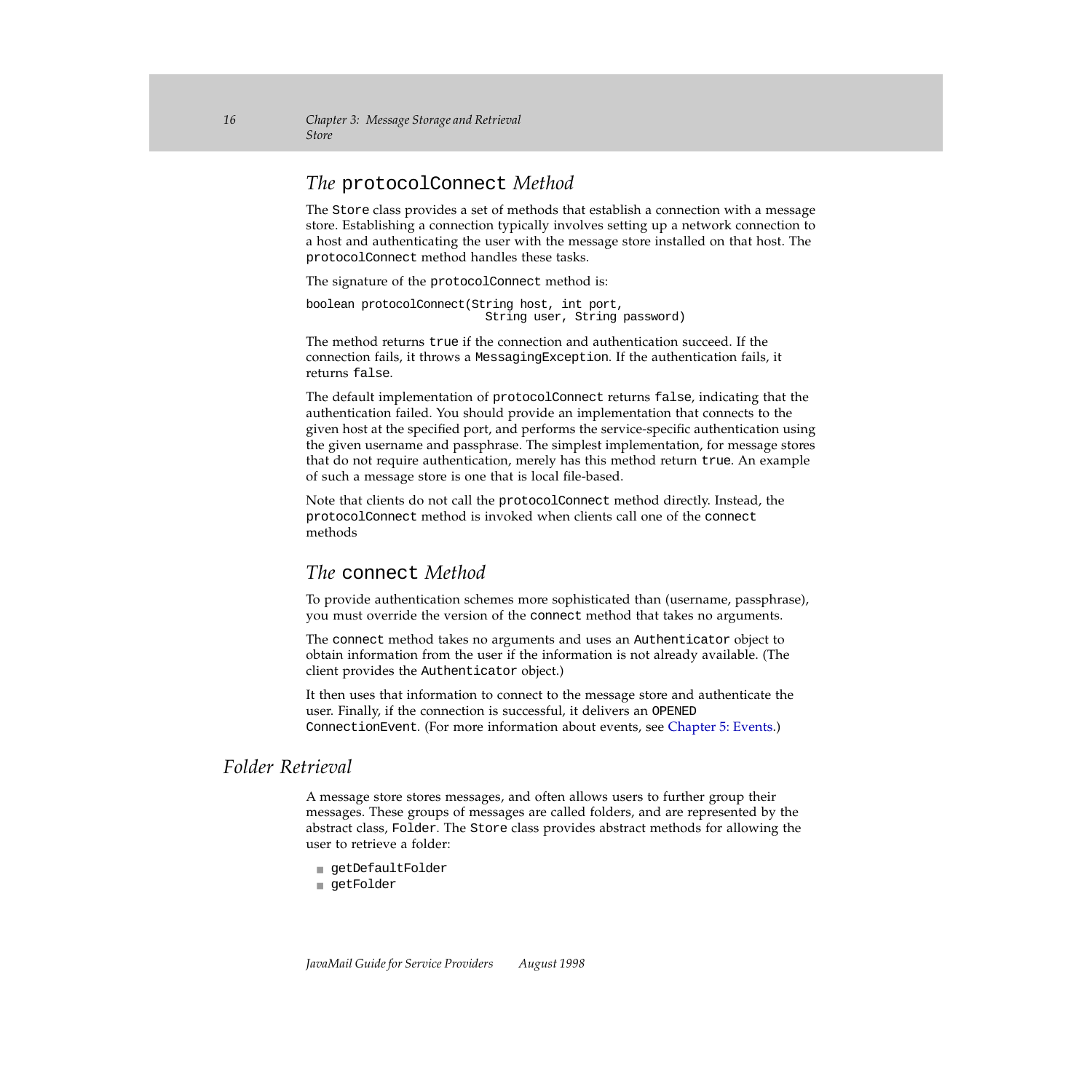### *The* `protocolConnect` *Method*

The `Store` class provides a set of methods that establish a connection with a message store. Establishing a connection typically involves setting up a network connection to a host and authenticating the user with the message store installed on that host. The `protocolConnect` method handles these tasks.

The signature of the `protocolConnect` method is:

```
boolean protocolConnect(String host, int port,
                        String user, String password)
```

The method returns `true` if the connection and authentication succeed. If the connection fails, it throws a `MessagingException`. If the authentication fails, it returns `false`.

The default implementation of `protocolConnect` returns `false`, indicating that the authentication failed. You should provide an implementation that connects to the given host at the specified port, and performs the service-specific authentication using the given username and passphrase. The simplest implementation, for message stores that do not require authentication, merely has this method return `true`. An example of such a message store is one that is local file-based.

Note that clients do not call the `protocolConnect` method directly. Instead, the `protocolConnect` method is invoked when clients call one of the `connect` methods

### *The* `connect` *Method*

To provide authentication schemes more sophisticated than (username, passphrase), you must override the version of the `connect` method that takes no arguments.

The `connect` method takes no arguments and uses an `Authenticator` object to obtain information from the user if the information is not already available. (The client provides the `Authenticator` object.)

It then uses that information to connect to the message store and authenticate the user. Finally, if the connection is successful, it delivers an `OPENED ConnectionEvent`. (For more information about events, see Chapter 5: Events.)

## *Folder Retrieval*

A message store stores messages, and often allows users to further group their messages. These groups of messages are called folders, and are represented by the abstract class, `Folder`. The `Store` class provides abstract methods for allowing the user to retrieve a folder:

- `getDefaultFolder`
- `getFolder`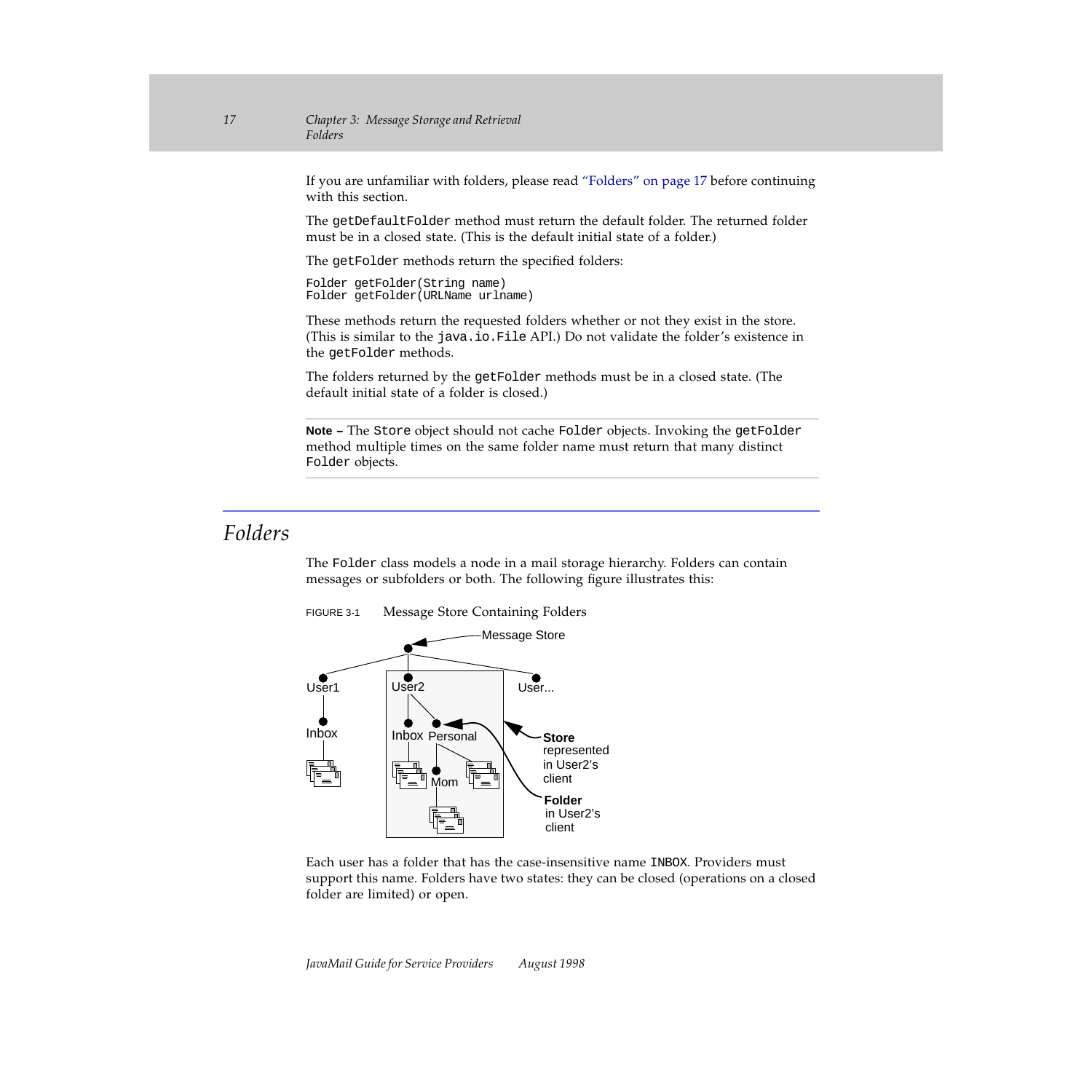If you are unfamiliar with folders, please read "Folders" on page 17 before continuing with this section.

The getDefaultFolder method must return the default folder. The returned folder must be in a closed state. (This is the default initial state of a folder.)

The getFolder methods return the specified folders:

```
Folder getFolder(String name)
Folder getFolder(URLName urlname)
```

These methods return the requested folders whether or not they exist in the store. (This is similar to the java.io.File API.) Do not validate the folder's existence in the getFolder methods.

The folders returned by the getFolder methods must be in a closed state. (The default initial state of a folder is closed.)

---

**Note –** The Store object should not cache Folder objects. Invoking the getFolder method multiple times on the same folder name must return that many distinct Folder objects.

---

## Folders

The Folder class models a node in a mail storage hierarchy. Folders can contain messages or subfolders or both. The following figure illustrates this:

FIGURE 3-1 Message Store Containing Folders

Message Store

User1

Inbox

User2

Inbox

Personal

Mom

User...

**Store**
represented
in User2's
client

**Folder**
in User2's
client

Each user has a folder that has the case-insensitive name INBOX. Providers must support this name. Folders have two states: they can be closed (operations on a closed folder are limited) or open.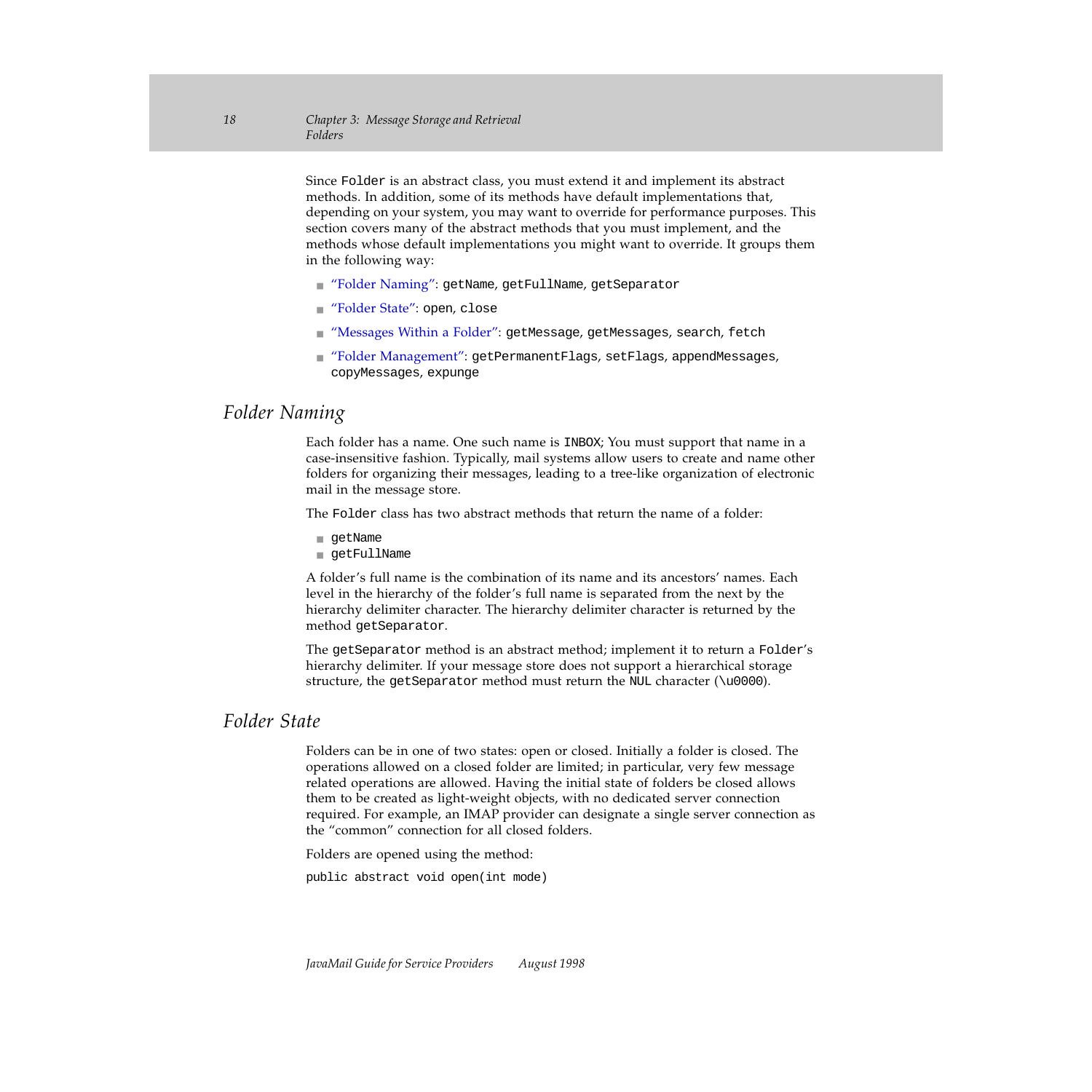Since `Folder` is an abstract class, you must extend it and implement its abstract methods. In addition, some of its methods have default implementations that, depending on your system, you may want to override for performance purposes. This section covers many of the abstract methods that you must implement, and the methods whose default implementations you might want to override. It groups them in the following way:

- "Folder Naming": `getName`, `getFullName`, `getSeparator`
- "Folder State": `open`, `close`
- "Messages Within a Folder": `getMessage`, `getMessages`, `search`, `fetch`
- "Folder Management": `getPermanentFlags`, `setFlags`, `appendMessages`, `copyMessages`, `expunge`

## *Folder Naming*

Each folder has a name. One such name is `INBOX`; You must support that name in a case-insensitive fashion. Typically, mail systems allow users to create and name other folders for organizing their messages, leading to a tree-like organization of electronic mail in the message store.

The `Folder` class has two abstract methods that return the name of a folder:

- `getName`
- `getFullName`

A folder's full name is the combination of its name and its ancestors' names. Each level in the hierarchy of the folder's full name is separated from the next by the hierarchy delimiter character. The hierarchy delimiter character is returned by the method `getSeparator`.

The `getSeparator` method is an abstract method; implement it to return a `Folder`'s hierarchy delimiter. If your message store does not support a hierarchical storage structure, the `getSeparator` method must return the `NUL` character (`\u0000`).

## *Folder State*

Folders can be in one of two states: open or closed. Initially a folder is closed. The operations allowed on a closed folder are limited; in particular, very few message related operations are allowed. Having the initial state of folders be closed allows them to be created as light-weight objects, with no dedicated server connection required. For example, an IMAP provider can designate a single server connection as the "common" connection for all closed folders.

Folders are opened using the method:

```
public abstract void open(int mode)
```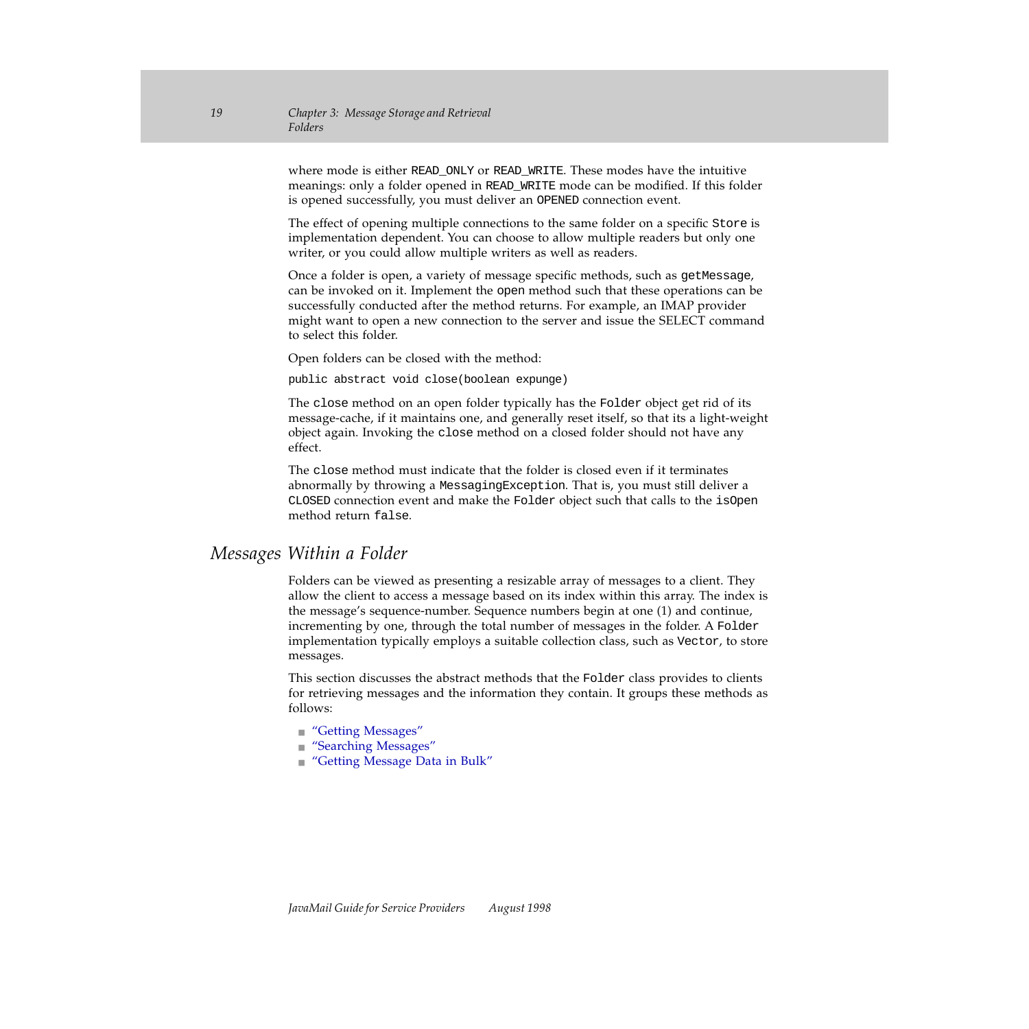where mode is either READ_ONLY or READ_WRITE. These modes have the intuitive meanings: only a folder opened in READ_WRITE mode can be modified. If this folder is opened successfully, you must deliver an OPENED connection event.

The effect of opening multiple connections to the same folder on a specific Store is implementation dependent. You can choose to allow multiple readers but only one writer, or you could allow multiple writers as well as readers.

Once a folder is open, a variety of message specific methods, such as getMessage, can be invoked on it. Implement the open method such that these operations can be successfully conducted after the method returns. For example, an IMAP provider might want to open a new connection to the server and issue the SELECT command to select this folder.

Open folders can be closed with the method:

```
public abstract void close(boolean expunge)
```

The close method on an open folder typically has the Folder object get rid of its message-cache, if it maintains one, and generally reset itself, so that its a light-weight object again. Invoking the close method on a closed folder should not have any effect.

The close method must indicate that the folder is closed even if it terminates abnormally by throwing a MessagingException. That is, you must still deliver a CLOSED connection event and make the Folder object such that calls to the isOpen method return false.

## *Messages Within a Folder*

Folders can be viewed as presenting a resizable array of messages to a client. They allow the client to access a message based on its index within this array. The index is the message's sequence-number. Sequence numbers begin at one (1) and continue, incrementing by one, through the total number of messages in the folder. A Folder implementation typically employs a suitable collection class, such as Vector, to store messages.

This section discusses the abstract methods that the Folder class provides to clients for retrieving messages and the information they contain. It groups these methods as follows:

- "Getting Messages"
- "Searching Messages"
- "Getting Message Data in Bulk"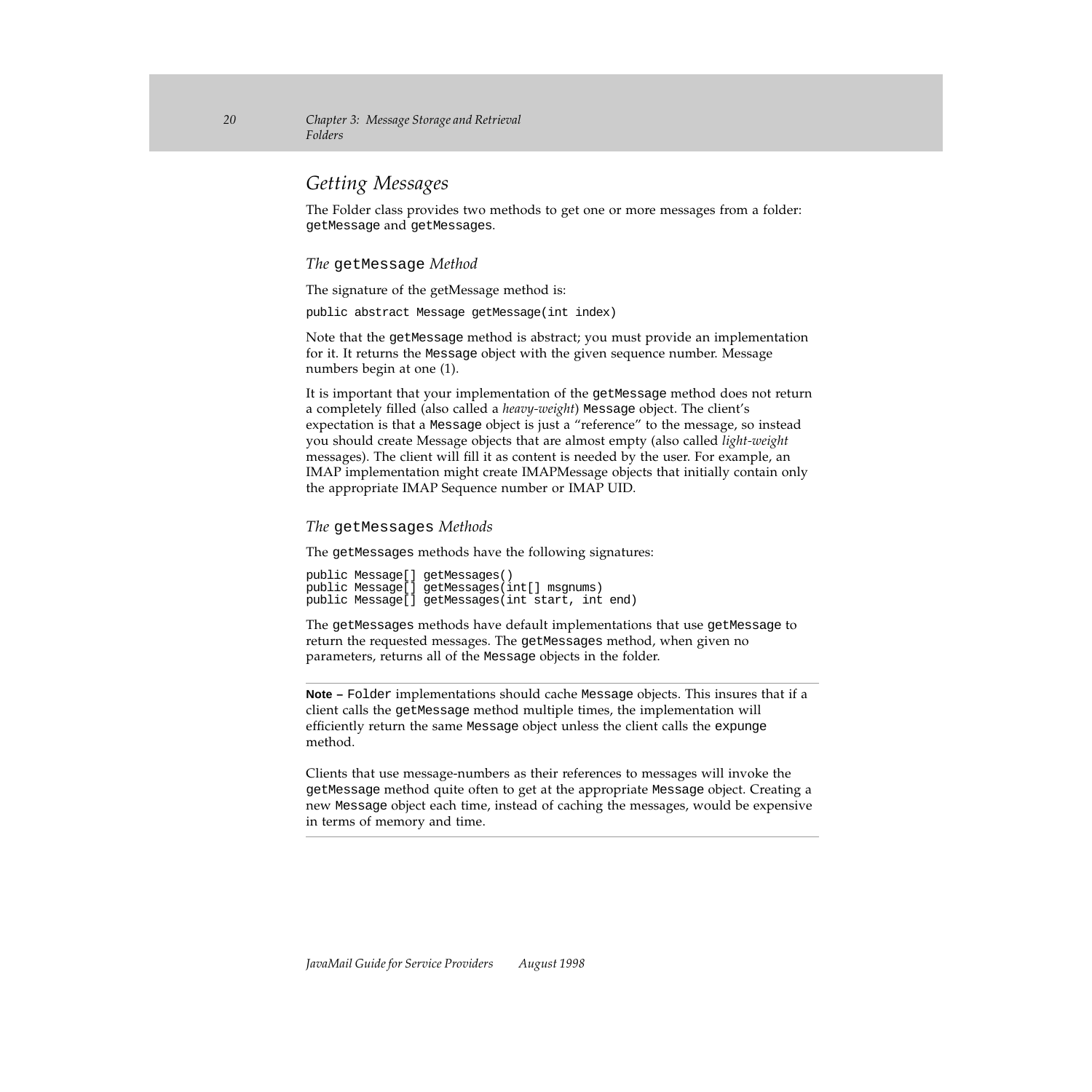## *Getting Messages*

The Folder class provides two methods to get one or more messages from a folder: `getMessage` and `getMessages`.

### *The* `getMessage` *Method*

The signature of the getMessage method is:

```
public abstract Message getMessage(int index)
```

Note that the `getMessage` method is abstract; you must provide an implementation for it. It returns the `Message` object with the given sequence number. Message numbers begin at one (1).

It is important that your implementation of the `getMessage` method does not return a completely filled (also called a *heavy-weight*) `Message` object. The client's expectation is that a `Message` object is just a "reference" to the message, so instead you should create Message objects that are almost empty (also called *light-weight* messages). The client will fill it as content is needed by the user. For example, an IMAP implementation might create IMAPMessage objects that initially contain only the appropriate IMAP Sequence number or IMAP UID.

### *The* `getMessages` *Methods*

The `getMessages` methods have the following signatures:

```
public Message[] getMessages()
public Message[] getMessages(int[] msgnums)
public Message[] getMessages(int start, int end)
```

The `getMessages` methods have default implementations that use `getMessage` to return the requested messages. The `getMessages` method, when given no parameters, returns all of the `Message` objects in the folder.

---

**Note –** `Folder` implementations should cache `Message` objects. This insures that if a client calls the `getMessage` method multiple times, the implementation will efficiently return the same `Message` object unless the client calls the `expunge` method.

Clients that use message-numbers as their references to messages will invoke the `getMessage` method quite often to get at the appropriate `Message` object. Creating a new `Message` object each time, instead of caching the messages, would be expensive in terms of memory and time.

---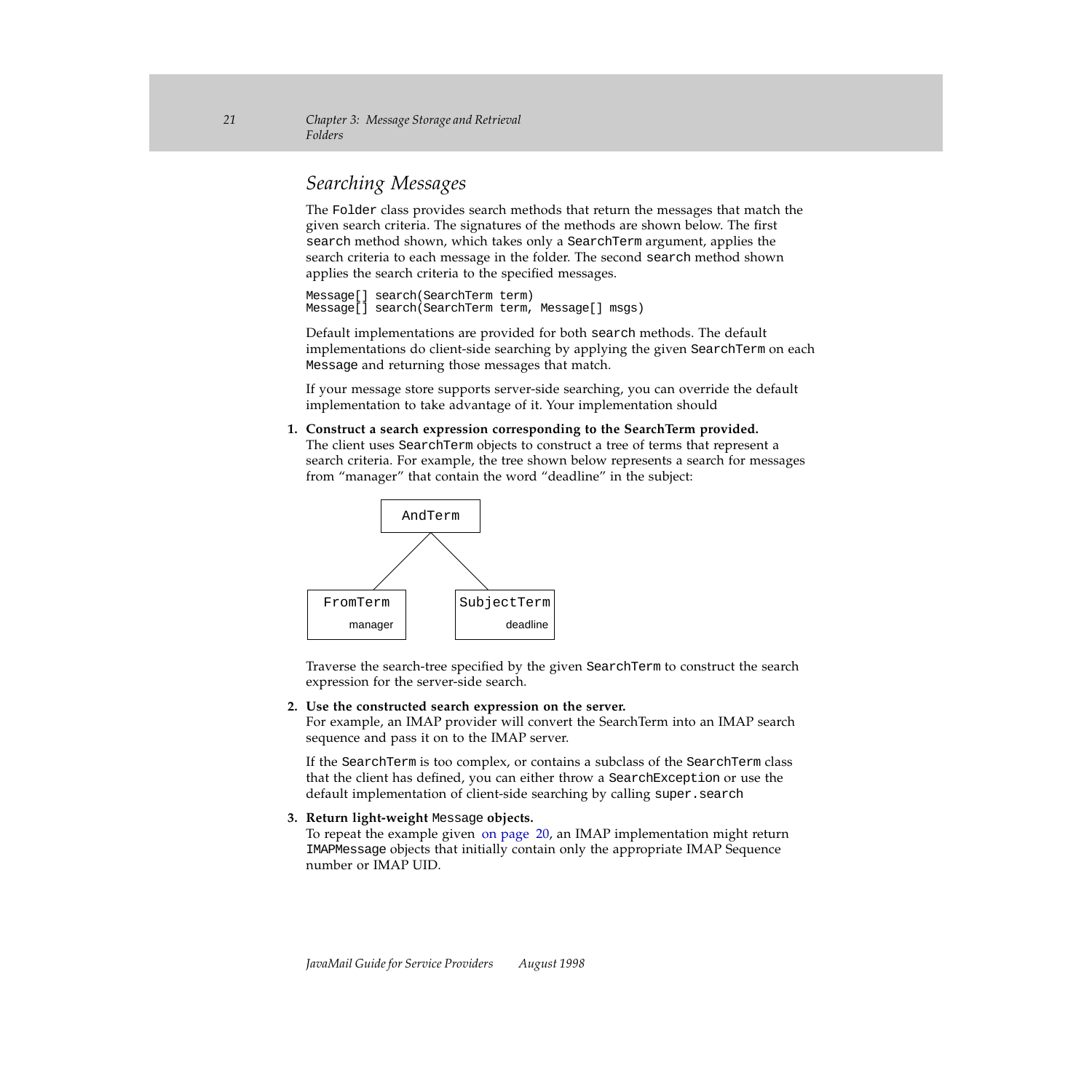## Searching Messages

The Folder class provides search methods that return the messages that match the given search criteria. The signatures of the methods are shown below. The first search method shown, which takes only a SearchTerm argument, applies the search criteria to each message in the folder. The second search method shown applies the search criteria to the specified messages.

```
Message[] search(SearchTerm term)
Message[] search(SearchTerm term, Message[] msgs)
```

Default implementations are provided for both search methods. The default implementations do client-side searching by applying the given SearchTerm on each Message and returning those messages that match.

If your message store supports server-side searching, you can override the default implementation to take advantage of it. Your implementation should

1. **Construct a search expression corresponding to the SearchTerm provided.**
   The client uses SearchTerm objects to construct a tree of terms that represent a search criteria. For example, the tree shown below represents a search for messages from "manager" that contain the word "deadline" in the subject:

   AndTerm

   FromTerm
   manager

   SubjectTerm
   deadline

   Traverse the search-tree specified by the given SearchTerm to construct the search expression for the server-side search.

2. **Use the constructed search expression on the server.**
   For example, an IMAP provider will convert the SearchTerm into an IMAP search sequence and pass it on to the IMAP server.

   If the SearchTerm is too complex, or contains a subclass of the SearchTerm class that the client has defined, you can either throw a SearchException or use the default implementation of client-side searching by calling super.search

3. **Return light-weight Message objects.**
   To repeat the example given on page 20, an IMAP implementation might return IMAPMessage objects that initially contain only the appropriate IMAP Sequence number or IMAP UID.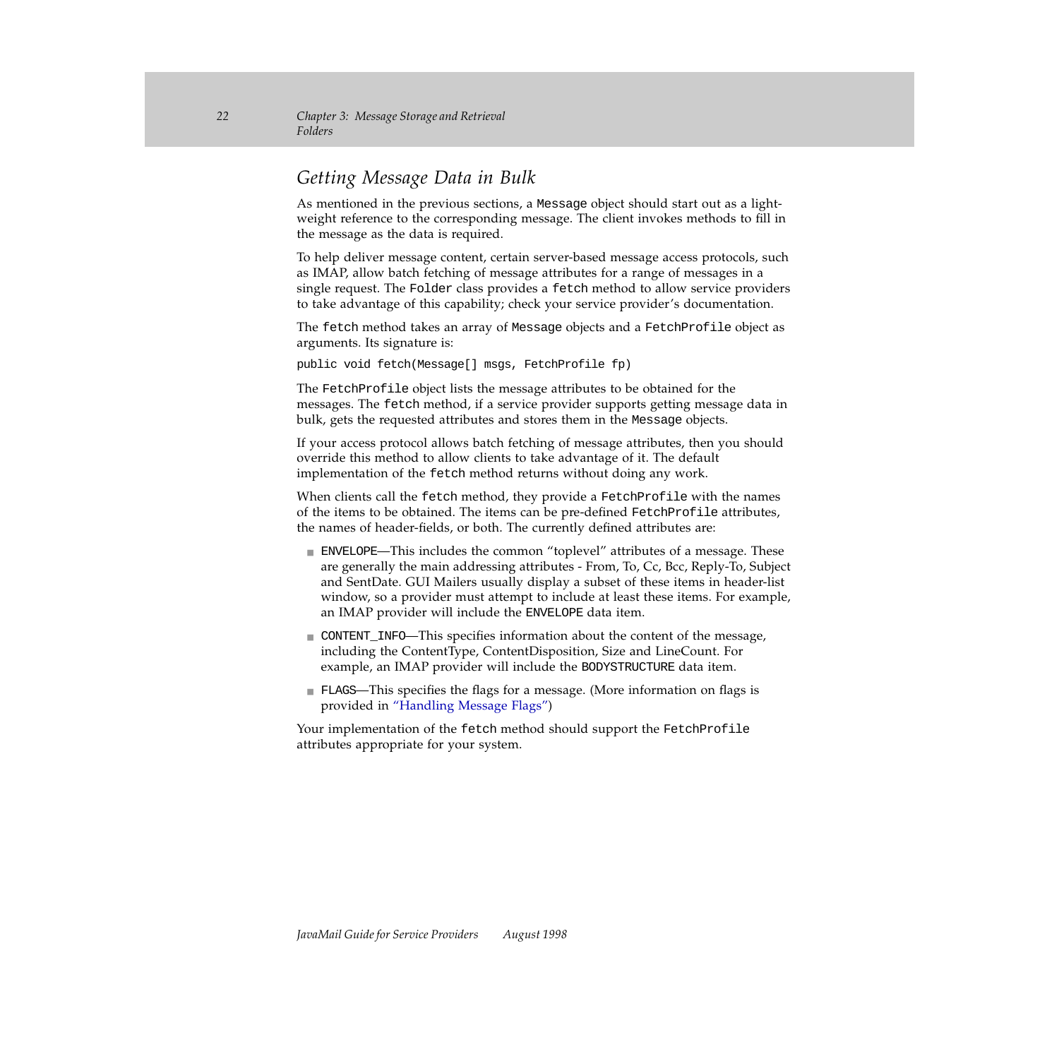## *Getting Message Data in Bulk*

As mentioned in the previous sections, a `Message` object should start out as a light-weight reference to the corresponding message. The client invokes methods to fill in the message as the data is required.

To help deliver message content, certain server-based message access protocols, such as IMAP, allow batch fetching of message attributes for a range of messages in a single request. The `Folder` class provides a `fetch` method to allow service providers to take advantage of this capability; check your service provider's documentation.

The `fetch` method takes an array of `Message` objects and a `FetchProfile` object as arguments. Its signature is:

```
public void fetch(Message[] msgs, FetchProfile fp)
```

The `FetchProfile` object lists the message attributes to be obtained for the messages. The `fetch` method, if a service provider supports getting message data in bulk, gets the requested attributes and stores them in the `Message` objects.

If your access protocol allows batch fetching of message attributes, then you should override this method to allow clients to take advantage of it. The default implementation of the `fetch` method returns without doing any work.

When clients call the `fetch` method, they provide a `FetchProfile` with the names of the items to be obtained. The items can be pre-defined `FetchProfile` attributes, the names of header-fields, or both. The currently defined attributes are:

- `ENVELOPE`—This includes the common "toplevel" attributes of a message. These are generally the main addressing attributes - From, To, Cc, Bcc, Reply-To, Subject and SentDate. GUI Mailers usually display a subset of these items in header-list window, so a provider must attempt to include at least these items. For example, an IMAP provider will include the `ENVELOPE` data item.
- `CONTENT_INFO`—This specifies information about the content of the message, including the ContentType, ContentDisposition, Size and LineCount. For example, an IMAP provider will include the `BODYSTRUCTURE` data item.
- `FLAGS`—This specifies the flags for a message. (More information on flags is provided in "Handling Message Flags")

Your implementation of the `fetch` method should support the `FetchProfile` attributes appropriate for your system.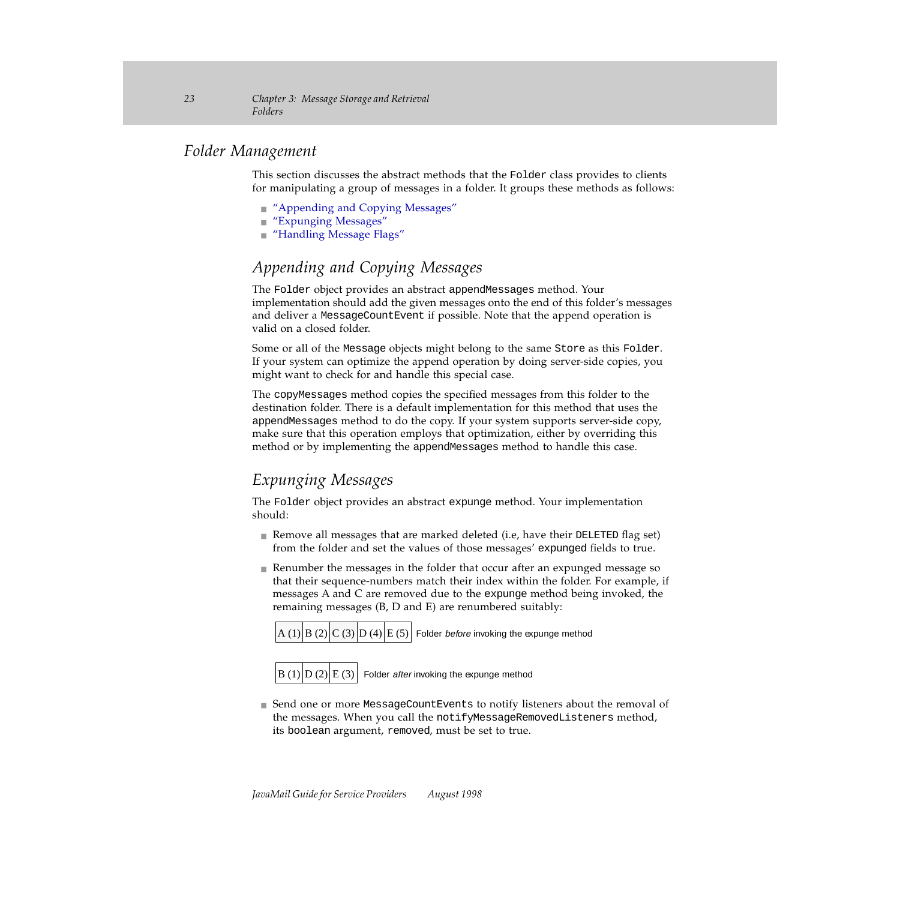## Folder Management

This section discusses the abstract methods that the `Folder` class provides to clients for manipulating a group of messages in a folder. It groups these methods as follows:

- "Appending and Copying Messages"
- "Expunging Messages"
- "Handling Message Flags"

### Appending and Copying Messages

The `Folder` object provides an abstract `appendMessages` method. Your implementation should add the given messages onto the end of this folder's messages and deliver a `MessageCountEvent` if possible. Note that the append operation is valid on a closed folder.

Some or all of the `Message` objects might belong to the same `Store` as this `Folder`. If your system can optimize the append operation by doing server-side copies, you might want to check for and handle this special case.

The `copyMessages` method copies the specified messages from this folder to the destination folder. There is a default implementation for this method that uses the `appendMessages` method to do the copy. If your system supports server-side copy, make sure that this operation employs that optimization, either by overriding this method or by implementing the `appendMessages` method to handle this case.

### Expunging Messages

The `Folder` object provides an abstract `expunge` method. Your implementation should:

- Remove all messages that are marked deleted (i.e, have their `DELETED` flag set) from the folder and set the values of those messages' `expunged` fields to true.
- Renumber the messages in the folder that occur after an expunged message so that their sequence-numbers match their index within the folder. For example, if messages A and C are removed due to the `expunge` method being invoked, the remaining messages (B, D and E) are renumbered suitably:

| A (1) | B (2) | C (3) | D (4) | E (5) | Folder *before* invoking the expunge method |
|---|---|---|---|---|---|

| B (1) | D (2) | E (3) | Folder *after* invoking the expunge method |
|---|---|---|---|

- Send one or more `MessageCountEvents` to notify listeners about the removal of the messages. When you call the `notifyMessageRemovedListeners` method, its `boolean` argument, `removed`, must be set to true.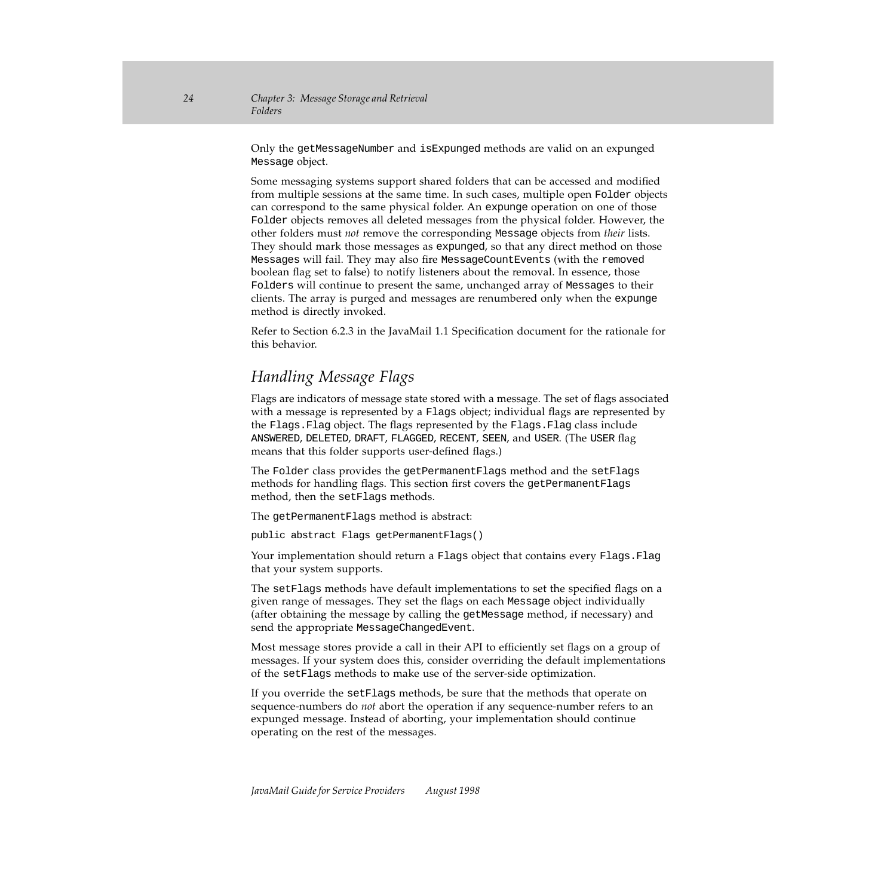Only the getMessageNumber and isExpunged methods are valid on an expunged Message object.

Some messaging systems support shared folders that can be accessed and modified from multiple sessions at the same time. In such cases, multiple open Folder objects can correspond to the same physical folder. An expunge operation on one of those Folder objects removes all deleted messages from the physical folder. However, the other folders must *not* remove the corresponding Message objects from *their* lists. They should mark those messages as expunged, so that any direct method on those Messages will fail. They may also fire MessageCountEvents (with the removed boolean flag set to false) to notify listeners about the removal. In essence, those Folders will continue to present the same, unchanged array of Messages to their clients. The array is purged and messages are renumbered only when the expunge method is directly invoked.

Refer to Section 6.2.3 in the JavaMail 1.1 Specification document for the rationale for this behavior.

## *Handling Message Flags*

Flags are indicators of message state stored with a message. The set of flags associated with a message is represented by a Flags object; individual flags are represented by the Flags.Flag object. The flags represented by the Flags.Flag class include ANSWERED, DELETED, DRAFT, FLAGGED, RECENT, SEEN, and USER. (The USER flag means that this folder supports user-defined flags.)

The Folder class provides the getPermanentFlags method and the setFlags methods for handling flags. This section first covers the getPermanentFlags method, then the setFlags methods.

The getPermanentFlags method is abstract:

```
public abstract Flags getPermanentFlags()
```

Your implementation should return a Flags object that contains every Flags.Flag that your system supports.

The setFlags methods have default implementations to set the specified flags on a given range of messages. They set the flags on each Message object individually (after obtaining the message by calling the getMessage method, if necessary) and send the appropriate MessageChangedEvent.

Most message stores provide a call in their API to efficiently set flags on a group of messages. If your system does this, consider overriding the default implementations of the setFlags methods to make use of the server-side optimization.

If you override the setFlags methods, be sure that the methods that operate on sequence-numbers do *not* abort the operation if any sequence-number refers to an expunged message. Instead of aborting, your implementation should continue operating on the rest of the messages.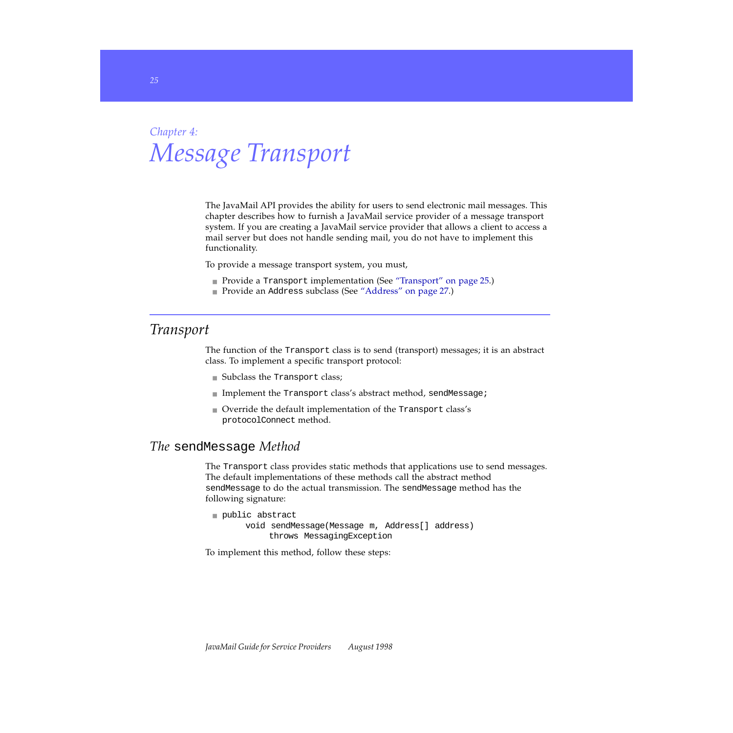# Chapter 4: Message Transport

The JavaMail API provides the ability for users to send electronic mail messages. This chapter describes how to furnish a JavaMail service provider of a message transport system. If you are creating a JavaMail service provider that allows a client to access a mail server but does not handle sending mail, you do not have to implement this functionality.

To provide a message transport system, you must,

- Provide a `Transport` implementation (See "Transport" on page 25.)
- Provide an `Address` subclass (See "Address" on page 27.)

## Transport

The function of the `Transport` class is to send (transport) messages; it is an abstract class. To implement a specific transport protocol:

- Subclass the `Transport` class;
- Implement the `Transport` class's abstract method, `sendMessage;`
- Override the default implementation of the `Transport` class's `protocolConnect` method.

### The `sendMessage` Method

The `Transport` class provides static methods that applications use to send messages. The default implementations of these methods call the abstract method `sendMessage` to do the actual transmission. The `sendMessage` method has the following signature:

```
public abstract
      void sendMessage(Message m, Address[] address)
            throws MessagingException
```

To implement this method, follow these steps: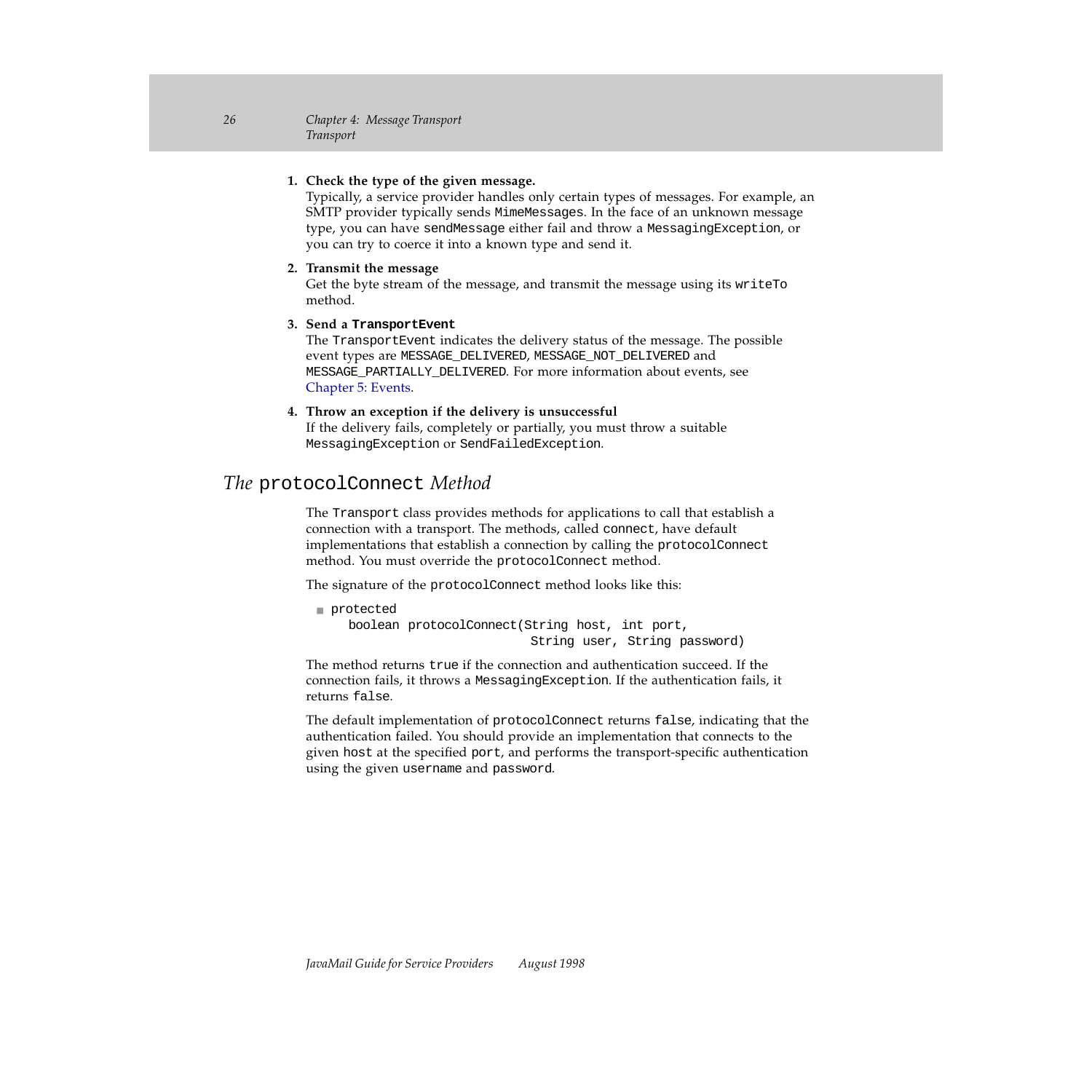1. **Check the type of the given message.**
   Typically, a service provider handles only certain types of messages. For example, an SMTP provider typically sends `MimeMessages`. In the face of an unknown message type, you can have `sendMessage` either fail and throw a `MessagingException`, or you can try to coerce it into a known type and send it.

2. **Transmit the message**
   Get the byte stream of the message, and transmit the message using its `writeTo` method.

3. **Send a `TransportEvent`**
   The `TransportEvent` indicates the delivery status of the message. The possible event types are `MESSAGE_DELIVERED`, `MESSAGE_NOT_DELIVERED` and `MESSAGE_PARTIALLY_DELIVERED`. For more information about events, see Chapter 5: Events.

4. **Throw an exception if the delivery is unsuccessful**
   If the delivery fails, completely or partially, you must throw a suitable `MessagingException` or `SendFailedException`.

## *The* `protocolConnect` *Method*

The `Transport` class provides methods for applications to call that establish a connection with a transport. The methods, called `connect`, have default implementations that establish a connection by calling the `protocolConnect` method. You must override the `protocolConnect` method.

The signature of the `protocolConnect` method looks like this:

```
protected
    boolean protocolConnect(String host, int port,
                            String user, String password)
```

The method returns `true` if the connection and authentication succeed. If the connection fails, it throws a `MessagingException`. If the authentication fails, it returns `false`.

The default implementation of `protocolConnect` returns `false`, indicating that the authentication failed. You should provide an implementation that connects to the given `host` at the specified `port`, and performs the transport-specific authentication using the given `username` and `password`.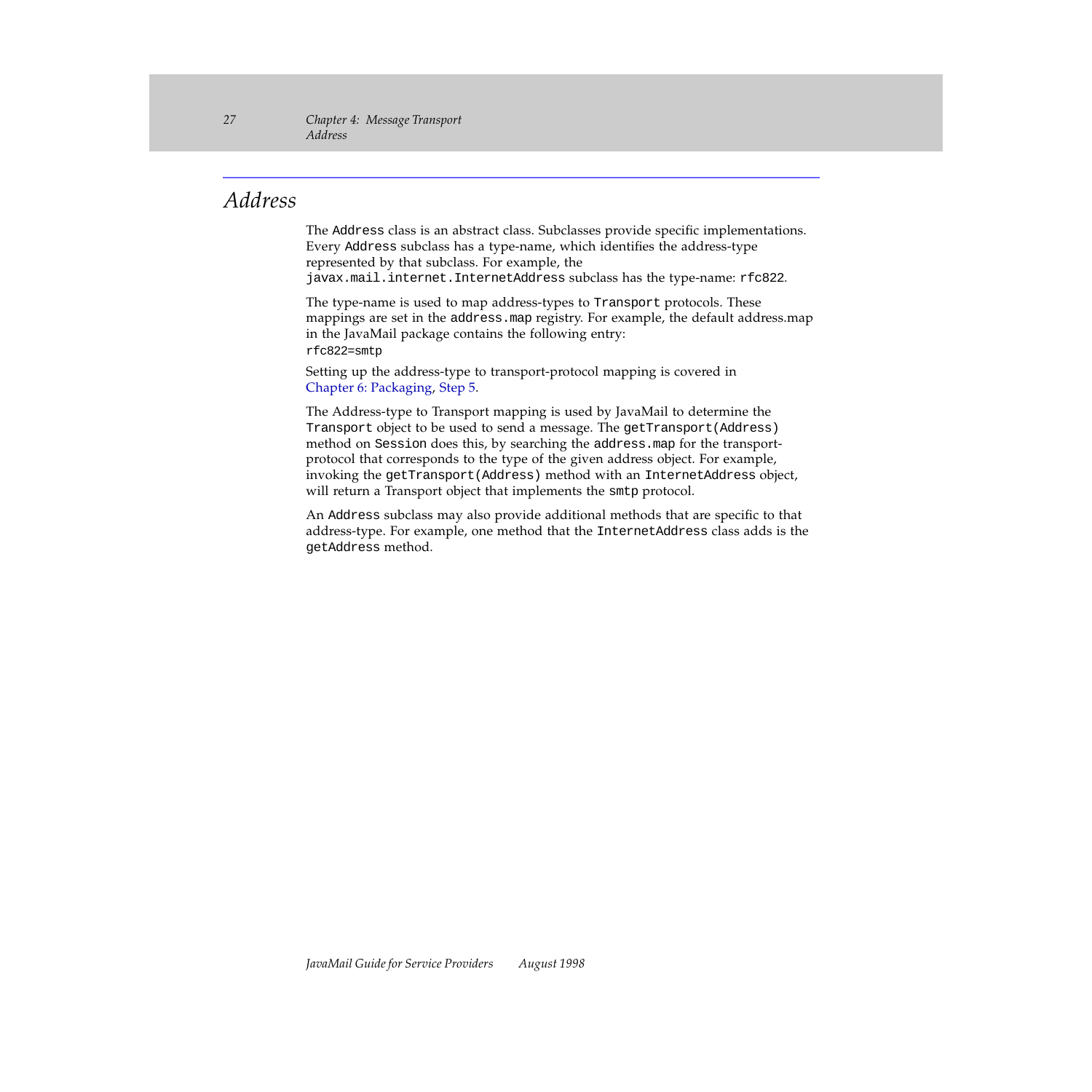# Address

The `Address` class is an abstract class. Subclasses provide specific implementations. Every `Address` subclass has a type-name, which identifies the address-type represented by that subclass. For example, the `javax.mail.internet.InternetAddress` subclass has the type-name: `rfc822`.

The type-name is used to map address-types to `Transport` protocols. These mappings are set in the `address.map` registry. For example, the default address.map in the JavaMail package contains the following entry:

```
rfc822=smtp
```

Setting up the address-type to transport-protocol mapping is covered in Chapter 6: Packaging, Step 5.

The Address-type to Transport mapping is used by JavaMail to determine the `Transport` object to be used to send a message. The `getTransport(Address)` method on `Session` does this, by searching the `address.map` for the transport-protocol that corresponds to the type of the given address object. For example, invoking the `getTransport(Address)` method with an `InternetAddress` object, will return a Transport object that implements the `smtp` protocol.

An `Address` subclass may also provide additional methods that are specific to that address-type. For example, one method that the `InternetAddress` class adds is the `getAddress` method.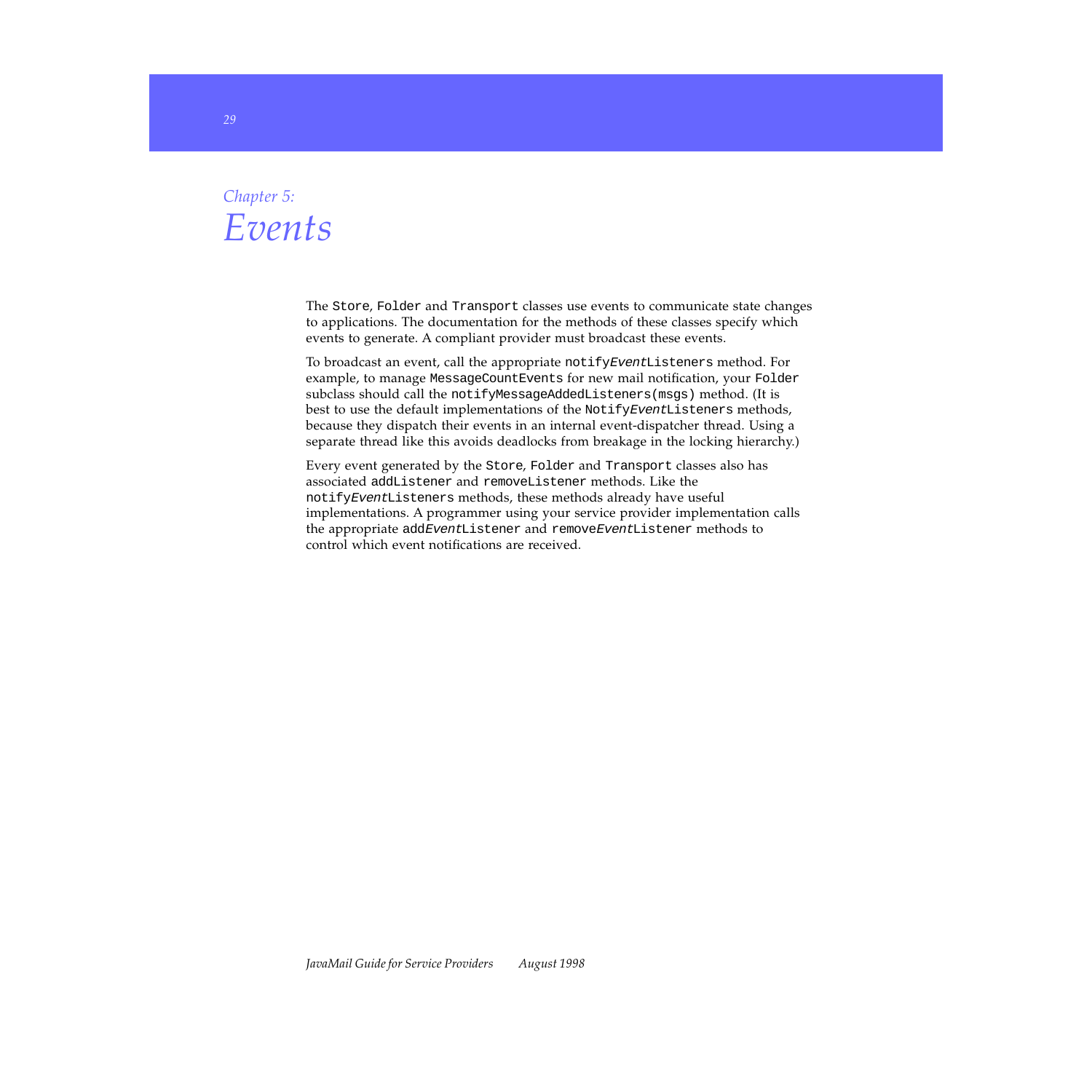# Chapter 5: Events

The `Store`, `Folder` and `Transport` classes use events to communicate state changes to applications. The documentation for the methods of these classes specify which events to generate. A compliant provider must broadcast these events.

To broadcast an event, call the appropriate `notify`*`Event`*`Listeners` method. For example, to manage `MessageCountEvents` for new mail notification, your `Folder` subclass should call the `notifyMessageAddedListeners(msgs)` method. (It is best to use the default implementations of the `Notify`*`Event`*`Listeners` methods, because they dispatch their events in an internal event-dispatcher thread. Using a separate thread like this avoids deadlocks from breakage in the locking hierarchy.)

Every event generated by the `Store`, `Folder` and `Transport` classes also has associated `addListener` and `removeListener` methods. Like the `notify`*`Event`*`Listeners` methods, these methods already have useful implementations. A programmer using your service provider implementation calls the appropriate `add`*`Event`*`Listener` and `remove`*`Event`*`Listener` methods to control which event notifications are received.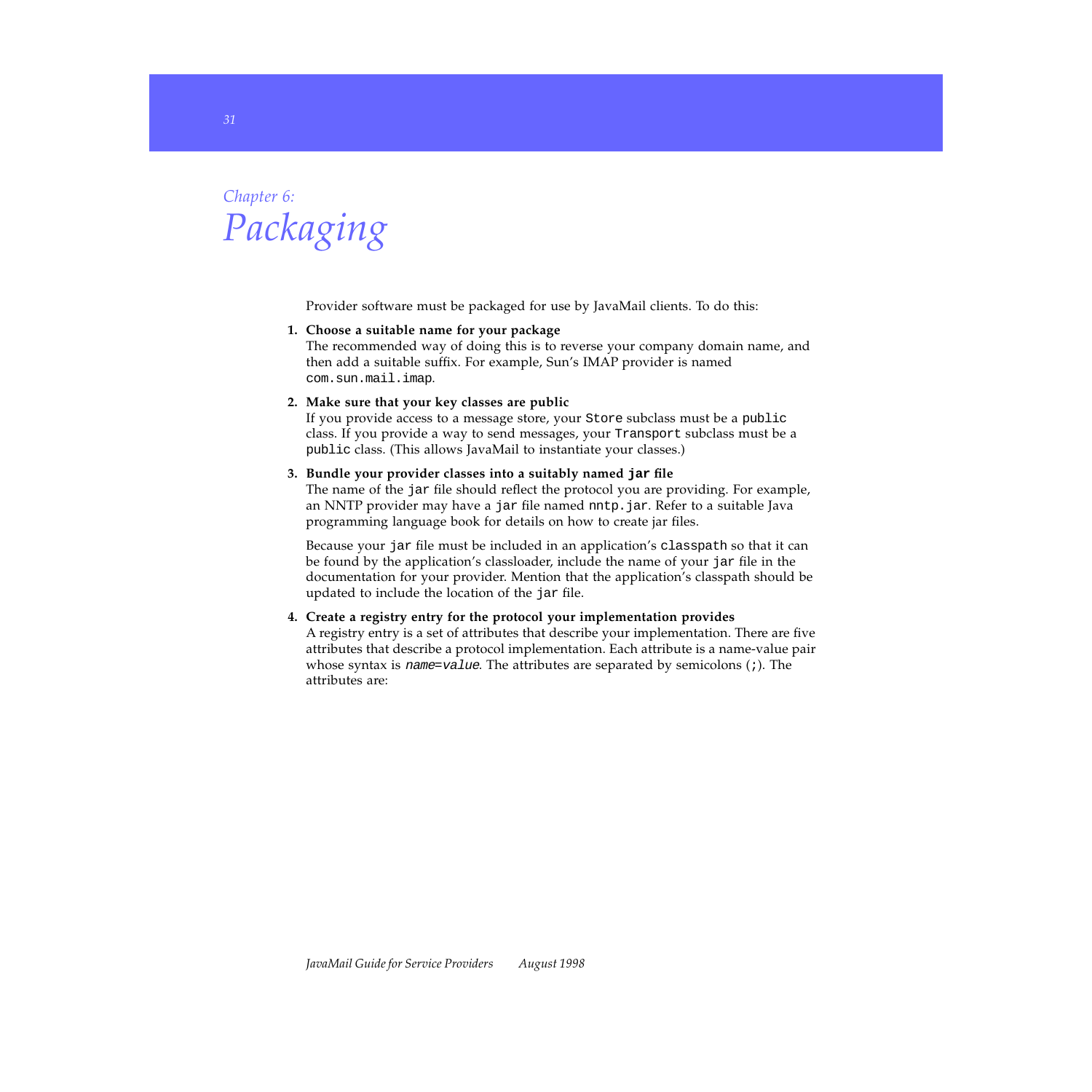*Chapter 6:*

# Packaging

Provider software must be packaged for use by JavaMail clients. To do this:

1. **Choose a suitable name for your package**
   The recommended way of doing this is to reverse your company domain name, and then add a suitable suffix. For example, Sun's IMAP provider is named `com.sun.mail.imap`.

2. **Make sure that your key classes are public**
   If you provide access to a message store, your `Store` subclass must be a `public` class. If you provide a way to send messages, your `Transport` subclass must be a `public` class. (This allows JavaMail to instantiate your classes.)

3. **Bundle your provider classes into a suitably named `jar` file**
   The name of the `jar` file should reflect the protocol you are providing. For example, an NNTP provider may have a `jar` file named `nntp.jar`. Refer to a suitable Java programming language book for details on how to create jar files.

   Because your `jar` file must be included in an application's `classpath` so that it can be found by the application's classloader, include the name of your `jar` file in the documentation for your provider. Mention that the application's classpath should be updated to include the location of the `jar` file.

4. **Create a registry entry for the protocol your implementation provides**
   A registry entry is a set of attributes that describe your implementation. There are five attributes that describe a protocol implementation. Each attribute is a name-value pair whose syntax is *`name=value`*. The attributes are separated by semicolons (`;`). The attributes are: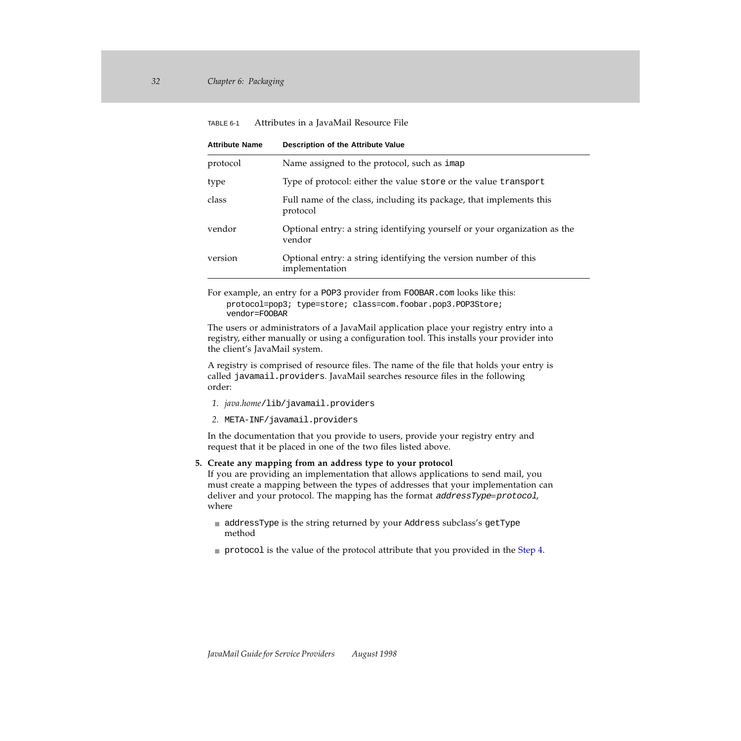TABLE 6-1 Attributes in a JavaMail Resource File

| Attribute Name | Description of the Attribute Value |
|---|---|
| protocol | Name assigned to the protocol, such as `imap` |
| type | Type of protocol: either the value `store` or the value `transport` |
| class | Full name of the class, including its package, that implements this protocol |
| vendor | Optional entry: a string identifying yourself or your organization as the vendor |
| version | Optional entry: a string identifying the version number of this implementation |

For example, an entry for a `POP3` provider from `FOOBAR.com` looks like this:

```
protocol=pop3; type=store; class=com.foobar.pop3.POP3Store;
vendor=FOOBAR
```

The users or administrators of a JavaMail application place your registry entry into a registry, either manually or using a configuration tool. This installs your provider into the client's JavaMail system.

A registry is comprised of resource files. The name of the file that holds your entry is called `javamail.providers`. JavaMail searches resource files in the following order:

1. *java.home*`/lib/javamail.providers`
2. `META-INF/javamail.providers`

In the documentation that you provide to users, provide your registry entry and request that it be placed in one of the two files listed above.

**5. Create any mapping from an address type to your protocol**

If you are providing an implementation that allows applications to send mail, you must create a mapping between the types of addresses that your implementation can deliver and your protocol. The mapping has the format *`addressType`*=*`protocol`*, where

- `addressType` is the string returned by your `Address` subclass's `getType` method
- `protocol` is the value of the protocol attribute that you provided in the Step 4.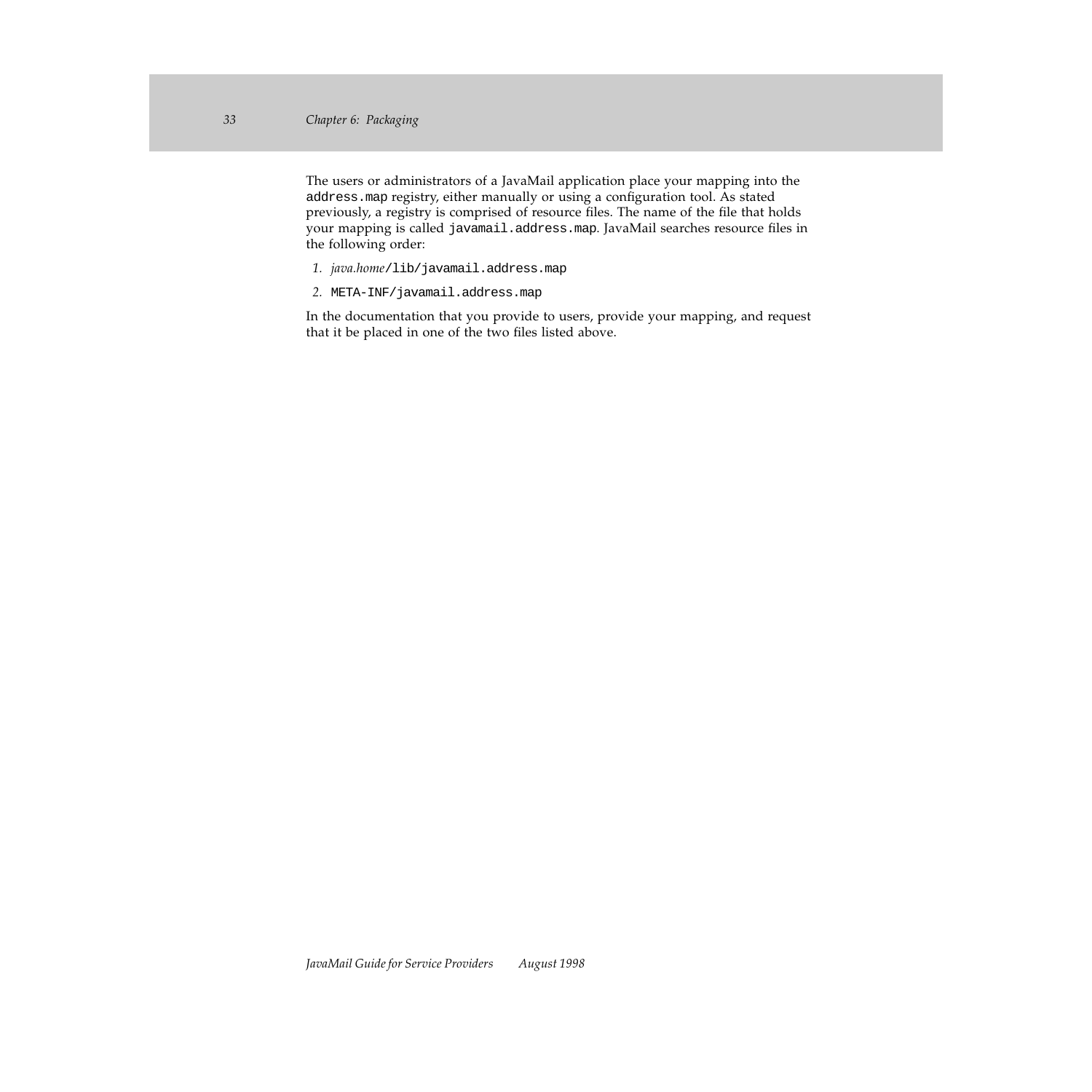The users or administrators of a JavaMail application place your mapping into the `address.map` registry, either manually or using a configuration tool. As stated previously, a registry is comprised of resource files. The name of the file that holds your mapping is called `javamail.address.map`. JavaMail searches resource files in the following order:

1. *java.home*`/lib/javamail.address.map`
2. `META-INF/javamail.address.map`

In the documentation that you provide to users, provide your mapping, and request that it be placed in one of the two files listed above.